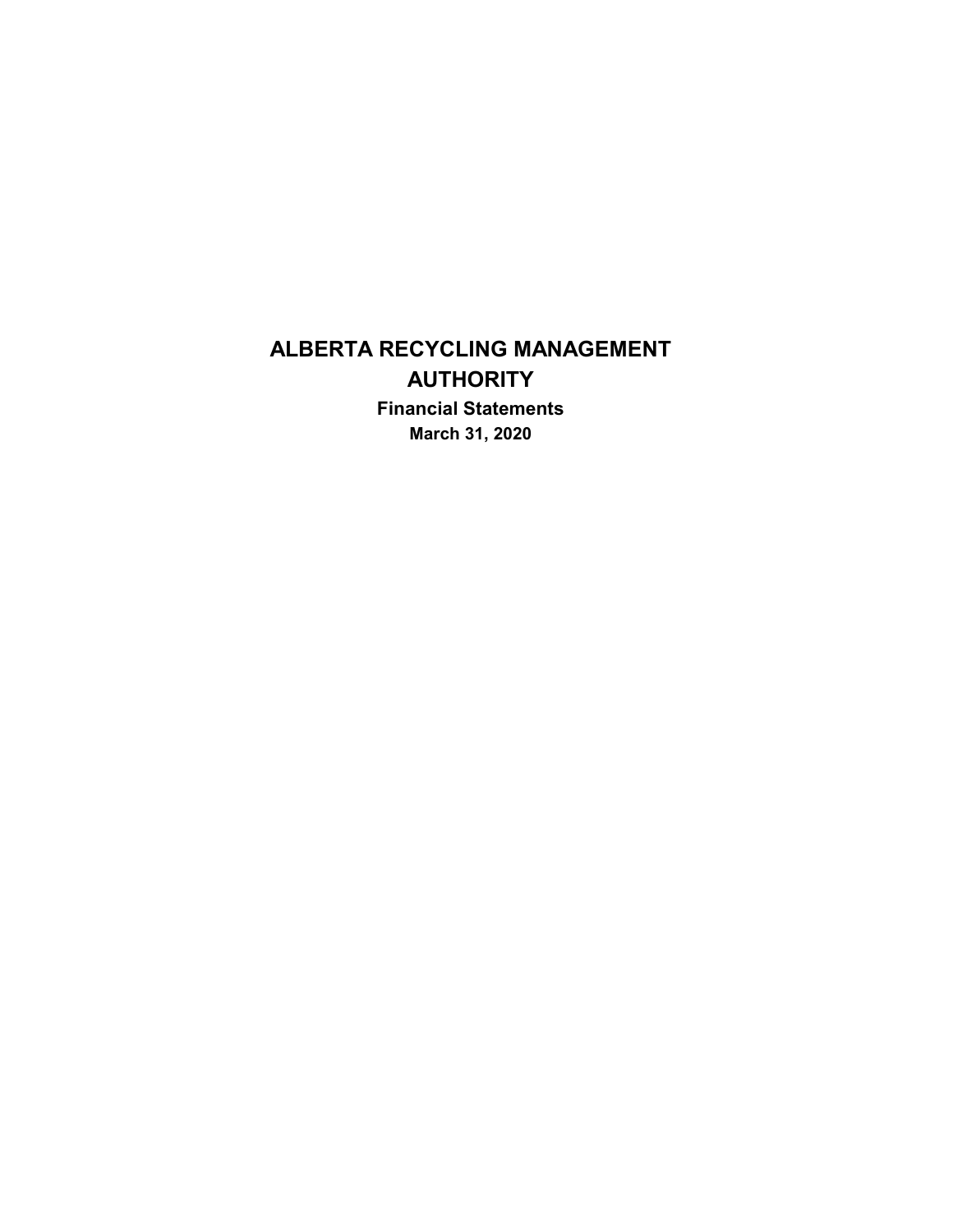# ALBERTA RECYCLING MANAGEMENT AUTHORITY

## Financial Statements

### March 31, 2020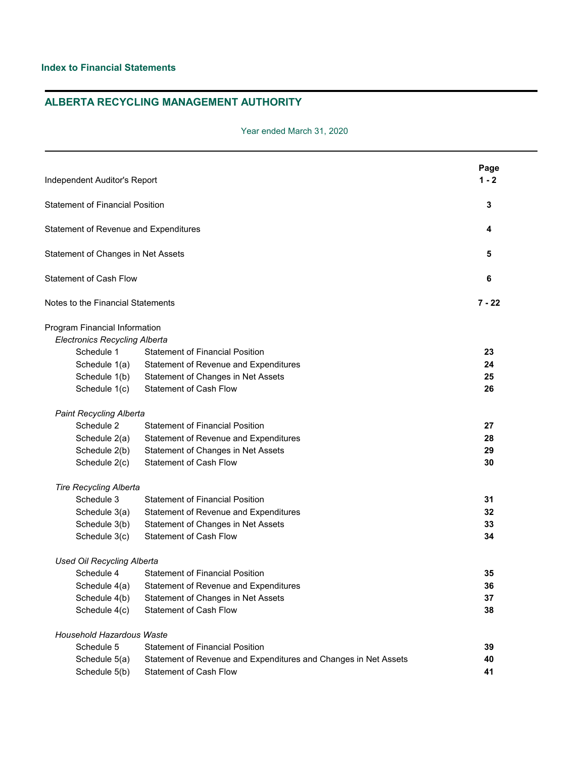## Index to Financial Statements

# ALBERTA RECYCLING MANAGEMENT AUTHORITY

Year ended March 31, 2020

| | | Page |
|---|---|---|
| Independent Auditor's Report | | **1 - 2** |
| Statement of Financial Position | | **3** |
| Statement of Revenue and Expenditures | | **4** |
| Statement of Changes in Net Assets | | **5** |
| Statement of Cash Flow | | **6** |
| Notes to the Financial Statements | | **7 - 22** |
| Program Financial Information | | |
| *Electronics Recycling Alberta* | | |
| Schedule 1 | Statement of Financial Position | **23** |
| Schedule 1(a) | Statement of Revenue and Expenditures | **24** |
| Schedule 1(b) | Statement of Changes in Net Assets | **25** |
| Schedule 1(c) | Statement of Cash Flow | **26** |
| *Paint Recycling Alberta* | | |
| Schedule 2 | Statement of Financial Position | **27** |
| Schedule 2(a) | Statement of Revenue and Expenditures | **28** |
| Schedule 2(b) | Statement of Changes in Net Assets | **29** |
| Schedule 2(c) | Statement of Cash Flow | **30** |
| *Tire Recycling Alberta* | | |
| Schedule 3 | Statement of Financial Position | **31** |
| Schedule 3(a) | Statement of Revenue and Expenditures | **32** |
| Schedule 3(b) | Statement of Changes in Net Assets | **33** |
| Schedule 3(c) | Statement of Cash Flow | **34** |
| *Used Oil Recycling Alberta* | | |
| Schedule 4 | Statement of Financial Position | **35** |
| Schedule 4(a) | Statement of Revenue and Expenditures | **36** |
| Schedule 4(b) | Statement of Changes in Net Assets | **37** |
| Schedule 4(c) | Statement of Cash Flow | **38** |
| *Household Hazardous Waste* | | |
| Schedule 5 | Statement of Financial Position | **39** |
| Schedule 5(a) | Statement of Revenue and Expenditures and Changes in Net Assets | **40** |
| Schedule 5(b) | Statement of Cash Flow | **41** |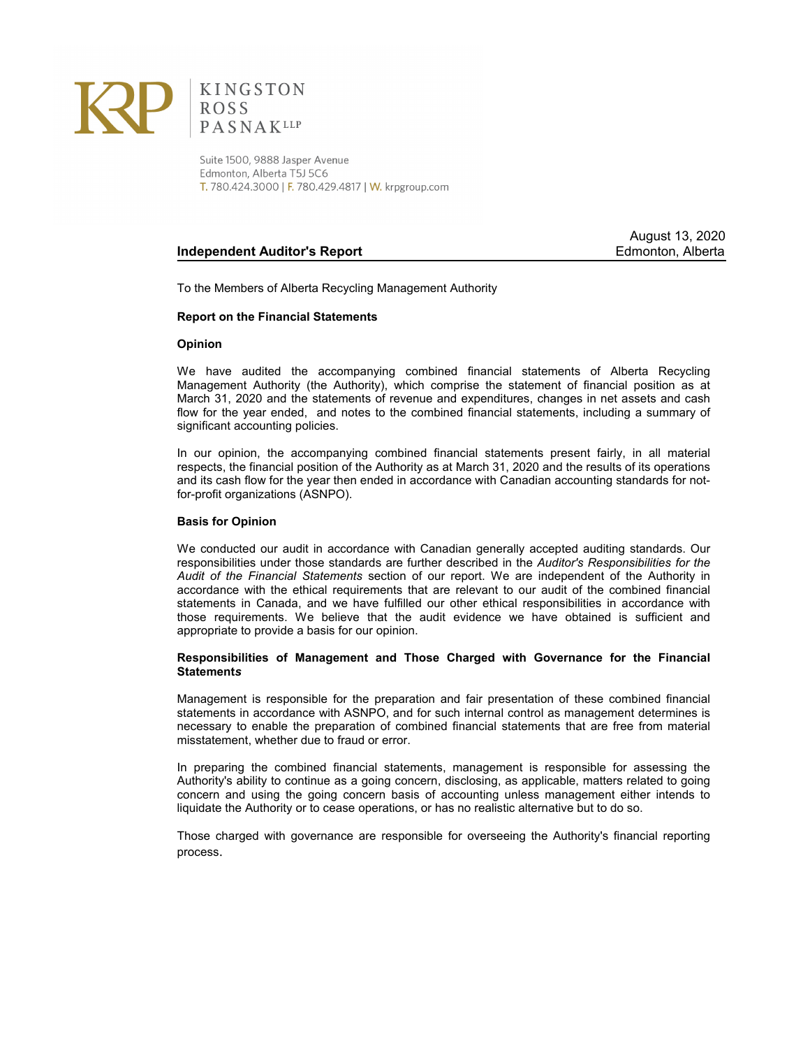KINGSTON
ROSS
PASNAK LLP

Suite 1500, 9888 Jasper Avenue
Edmonton, Alberta T5J 5C6
T. 780.424.3000 | F. 780.429.4817 | W. krpgroup.com

August 13, 2020
Edmonton, Alberta

## Independent Auditor's Report

To the Members of Alberta Recycling Management Authority

### Report on the Financial Statements

#### Opinion

We have audited the accompanying combined financial statements of Alberta Recycling Management Authority (the Authority), which comprise the statement of financial position as at March 31, 2020 and the statements of revenue and expenditures, changes in net assets and cash flow for the year ended, and notes to the combined financial statements, including a summary of significant accounting policies.

In our opinion, the accompanying combined financial statements present fairly, in all material respects, the financial position of the Authority as at March 31, 2020 and the results of its operations and its cash flow for the year then ended in accordance with Canadian accounting standards for not-for-profit organizations (ASNPO).

#### Basis for Opinion

We conducted our audit in accordance with Canadian generally accepted auditing standards. Our responsibilities under those standards are further described in the *Auditor's Responsibilities for the Audit of the Financial Statements* section of our report. We are independent of the Authority in accordance with the ethical requirements that are relevant to our audit of the combined financial statements in Canada, and we have fulfilled our other ethical responsibilities in accordance with those requirements. We believe that the audit evidence we have obtained is sufficient and appropriate to provide a basis for our opinion.

#### Responsibilities of Management and Those Charged with Governance for the Financial Statements

Management is responsible for the preparation and fair presentation of these combined financial statements in accordance with ASNPO, and for such internal control as management determines is necessary to enable the preparation of combined financial statements that are free from material misstatement, whether due to fraud or error.

In preparing the combined financial statements, management is responsible for assessing the Authority's ability to continue as a going concern, disclosing, as applicable, matters related to going concern and using the going concern basis of accounting unless management either intends to liquidate the Authority or to cease operations, or has no realistic alternative but to do so.

Those charged with governance are responsible for overseeing the Authority's financial reporting process.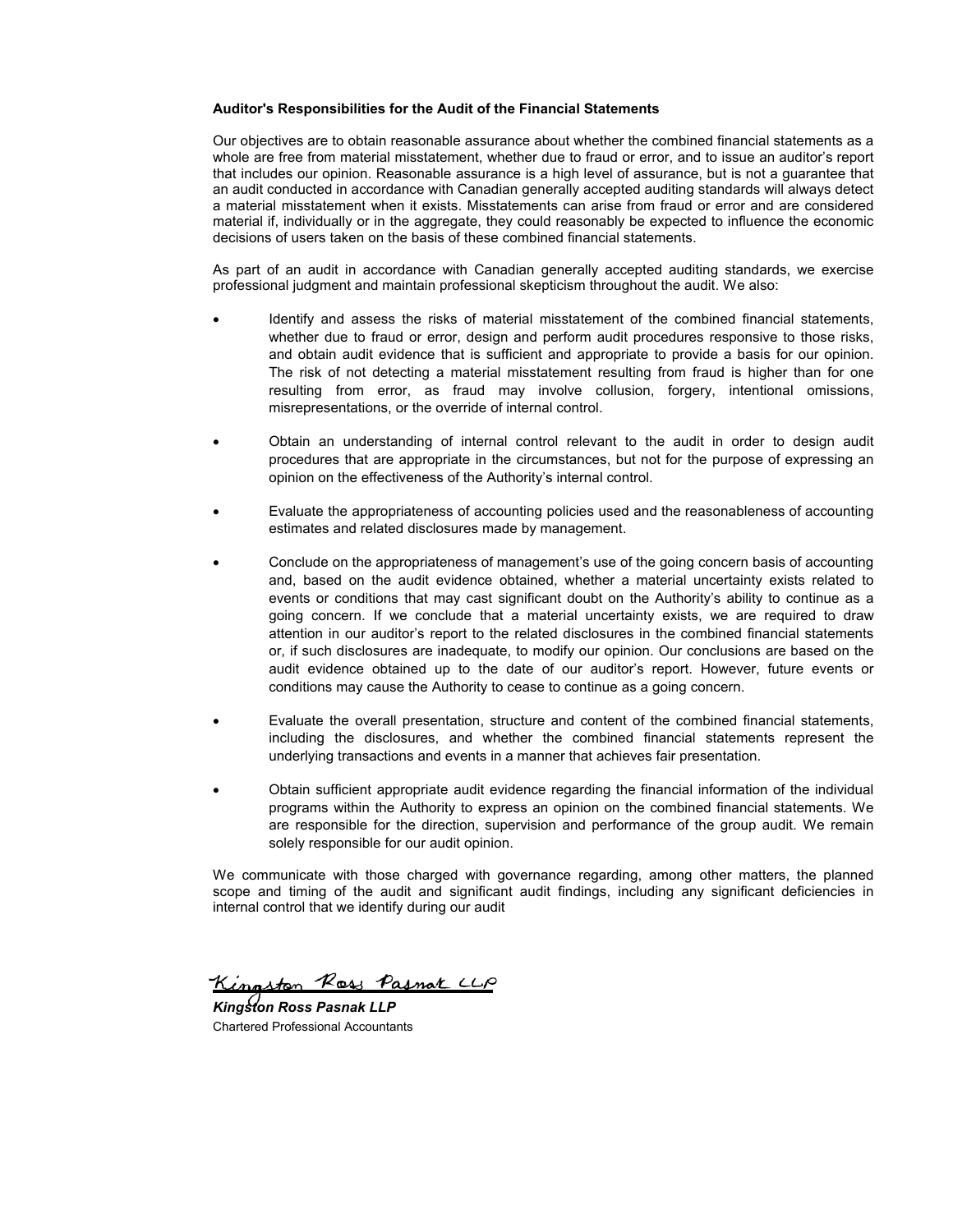**Auditor's Responsibilities for the Audit of the Financial Statements**

Our objectives are to obtain reasonable assurance about whether the combined financial statements as a whole are free from material misstatement, whether due to fraud or error, and to issue an auditor's report that includes our opinion. Reasonable assurance is a high level of assurance, but is not a guarantee that an audit conducted in accordance with Canadian generally accepted auditing standards will always detect a material misstatement when it exists. Misstatements can arise from fraud or error and are considered material if, individually or in the aggregate, they could reasonably be expected to influence the economic decisions of users taken on the basis of these combined financial statements.

As part of an audit in accordance with Canadian generally accepted auditing standards, we exercise professional judgment and maintain professional skepticism throughout the audit. We also:

- Identify and assess the risks of material misstatement of the combined financial statements, whether due to fraud or error, design and perform audit procedures responsive to those risks, and obtain audit evidence that is sufficient and appropriate to provide a basis for our opinion. The risk of not detecting a material misstatement resulting from fraud is higher than for one resulting from error, as fraud may involve collusion, forgery, intentional omissions, misrepresentations, or the override of internal control.

- Obtain an understanding of internal control relevant to the audit in order to design audit procedures that are appropriate in the circumstances, but not for the purpose of expressing an opinion on the effectiveness of the Authority's internal control.

- Evaluate the appropriateness of accounting policies used and the reasonableness of accounting estimates and related disclosures made by management.

- Conclude on the appropriateness of management's use of the going concern basis of accounting and, based on the audit evidence obtained, whether a material uncertainty exists related to events or conditions that may cast significant doubt on the Authority's ability to continue as a going concern. If we conclude that a material uncertainty exists, we are required to draw attention in our auditor's report to the related disclosures in the combined financial statements or, if such disclosures are inadequate, to modify our opinion. Our conclusions are based on the audit evidence obtained up to the date of our auditor's report. However, future events or conditions may cause the Authority to cease to continue as a going concern.

- Evaluate the overall presentation, structure and content of the combined financial statements, including the disclosures, and whether the combined financial statements represent the underlying transactions and events in a manner that achieves fair presentation.

- Obtain sufficient appropriate audit evidence regarding the financial information of the individual programs within the Authority to express an opinion on the combined financial statements. We are responsible for the direction, supervision and performance of the group audit. We remain solely responsible for our audit opinion.

We communicate with those charged with governance regarding, among other matters, the planned scope and timing of the audit and significant audit findings, including any significant deficiencies in internal control that we identify during our audit

Kingston Ross Pasnak LLP

***Kingston Ross Pasnak LLP***
Chartered Professional Accountants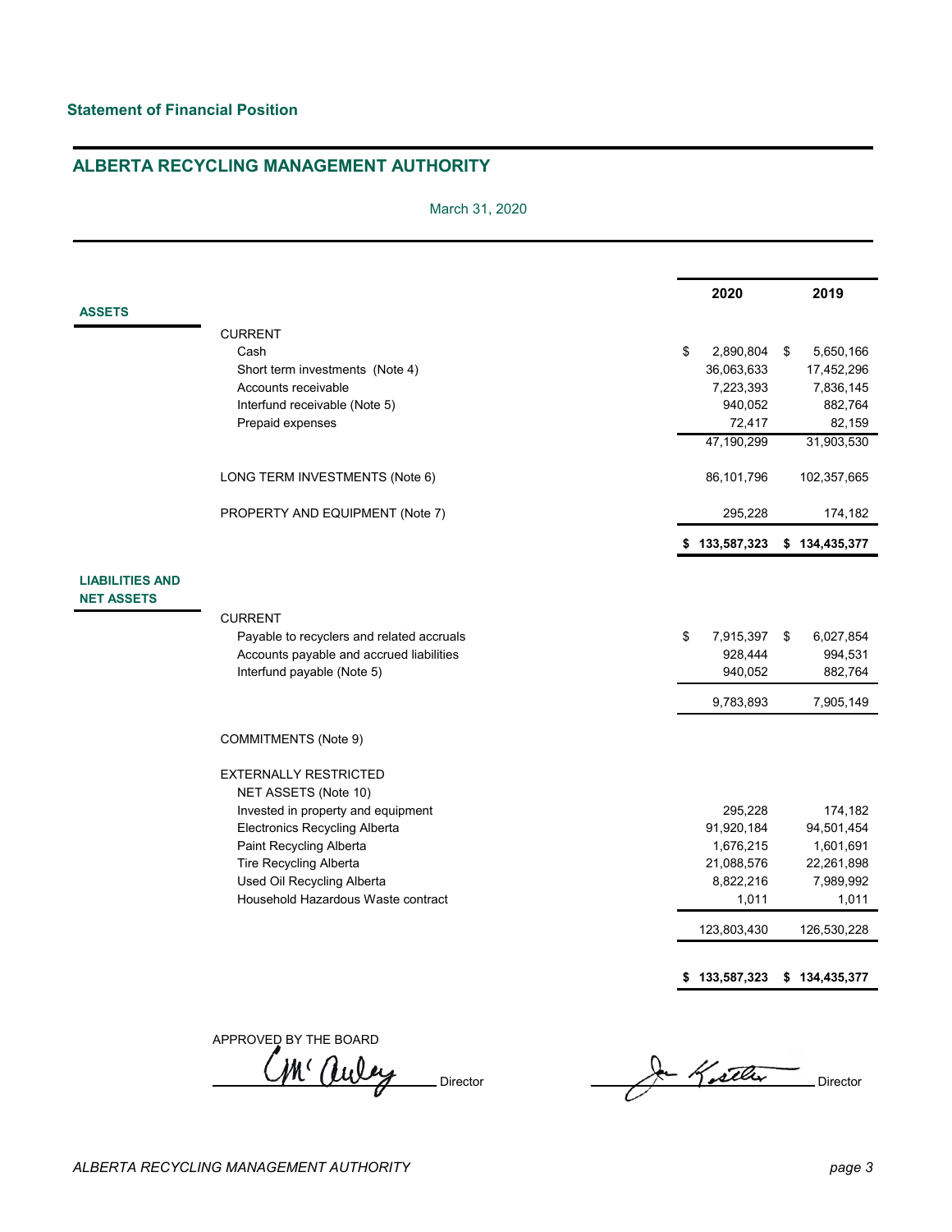## Statement of Financial Position

# ALBERTA RECYCLING MANAGEMENT AUTHORITY

March 31, 2020

| | | 2020 | 2019 |
|---|---|---|---|
| **ASSETS** | | | |
| | CURRENT | | |
| | Cash | $ 2,890,804 | $ 5,650,166 |
| | Short term investments (Note 4) | 36,063,633 | 17,452,296 |
| | Accounts receivable | 7,223,393 | 7,836,145 |
| | Interfund receivable (Note 5) | 940,052 | 882,764 |
| | Prepaid expenses | 72,417 | 82,159 |
| | | 47,190,299 | 31,903,530 |
| | LONG TERM INVESTMENTS (Note 6) | 86,101,796 | 102,357,665 |
| | PROPERTY AND EQUIPMENT (Note 7) | 295,228 | 174,182 |
| | | **$ 133,587,323** | **$ 134,435,377** |
| **LIABILITIES AND NET ASSETS** | | | |
| | CURRENT | | |
| | Payable to recyclers and related accruals | $ 7,915,397 | $ 6,027,854 |
| | Accounts payable and accrued liabilities | 928,444 | 994,531 |
| | Interfund payable (Note 5) | 940,052 | 882,764 |
| | | 9,783,893 | 7,905,149 |
| | COMMITMENTS (Note 9) | | |
| | EXTERNALLY RESTRICTED NET ASSETS (Note 10) | | |
| | Invested in property and equipment | 295,228 | 174,182 |
| | Electronics Recycling Alberta | 91,920,184 | 94,501,454 |
| | Paint Recycling Alberta | 1,676,215 | 1,601,691 |
| | Tire Recycling Alberta | 21,088,576 | 22,261,898 |
| | Used Oil Recycling Alberta | 8,822,216 | 7,989,992 |
| | Household Hazardous Waste contract | 1,011 | 1,011 |
| | | 123,803,430 | 126,530,228 |
| | | **$ 133,587,323** | **$ 134,435,377** |

APPROVED BY THE BOARD

_______________ Director

_______________ Director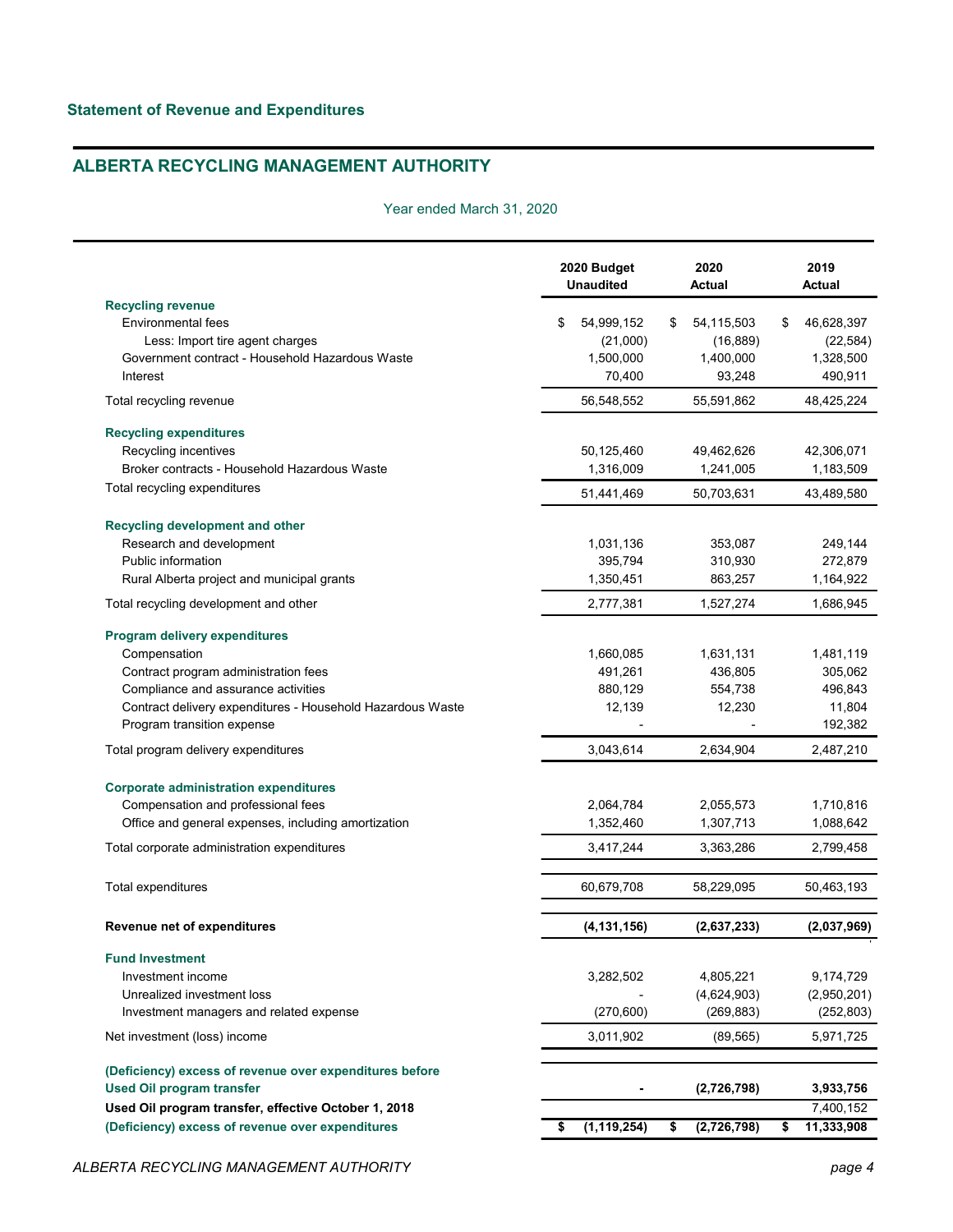## Statement of Revenue and Expenditures

## ALBERTA RECYCLING MANAGEMENT AUTHORITY

Year ended March 31, 2020

| | 2020 Budget Unaudited | 2020 Actual | 2019 Actual |
|---|---|---|---|
| **Recycling revenue** | | | |
| Environmental fees | $ 54,999,152 | $ 54,115,503 | $ 46,628,397 |
| Less: Import tire agent charges | (21,000) | (16,889) | (22,584) |
| Government contract - Household Hazardous Waste | 1,500,000 | 1,400,000 | 1,328,500 |
| Interest | 70,400 | 93,248 | 490,911 |
| Total recycling revenue | 56,548,552 | 55,591,862 | 48,425,224 |
| **Recycling expenditures** | | | |
| Recycling incentives | 50,125,460 | 49,462,626 | 42,306,071 |
| Broker contracts - Household Hazardous Waste | 1,316,009 | 1,241,005 | 1,183,509 |
| Total recycling expenditures | 51,441,469 | 50,703,631 | 43,489,580 |
| **Recycling development and other** | | | |
| Research and development | 1,031,136 | 353,087 | 249,144 |
| Public information | 395,794 | 310,930 | 272,879 |
| Rural Alberta project and municipal grants | 1,350,451 | 863,257 | 1,164,922 |
| Total recycling development and other | 2,777,381 | 1,527,274 | 1,686,945 |
| **Program delivery expenditures** | | | |
| Compensation | 1,660,085 | 1,631,131 | 1,481,119 |
| Contract program administration fees | 491,261 | 436,805 | 305,062 |
| Compliance and assurance activities | 880,129 | 554,738 | 496,843 |
| Contract delivery expenditures - Household Hazardous Waste | 12,139 | 12,230 | 11,804 |
| Program transition expense | - | - | 192,382 |
| Total program delivery expenditures | 3,043,614 | 2,634,904 | 2,487,210 |
| **Corporate administration expenditures** | | | |
| Compensation and professional fees | 2,064,784 | 2,055,573 | 1,710,816 |
| Office and general expenses, including amortization | 1,352,460 | 1,307,713 | 1,088,642 |
| Total corporate administration expenditures | 3,417,244 | 3,363,286 | 2,799,458 |
| Total expenditures | 60,679,708 | 58,229,095 | 50,463,193 |
| **Revenue net of expenditures** | **(4,131,156)** | **(2,637,233)** | **(2,037,969)** |
| **Fund Investment** | | | |
| Investment income | 3,282,502 | 4,805,221 | 9,174,729 |
| Unrealized investment loss | - | (4,624,903) | (2,950,201) |
| Investment managers and related expense | (270,600) | (269,883) | (252,803) |
| Net investment (loss) income | 3,011,902 | (89,565) | 5,971,725 |
| **(Deficiency) excess of revenue over expenditures before Used Oil program transfer** | **-** | **(2,726,798)** | **3,933,756** |
| **Used Oil program transfer, effective October 1, 2018** | | | 7,400,152 |
| **(Deficiency) excess of revenue over expenditures** | **$ (1,119,254)** | **$ (2,726,798)** | **$ 11,333,908** |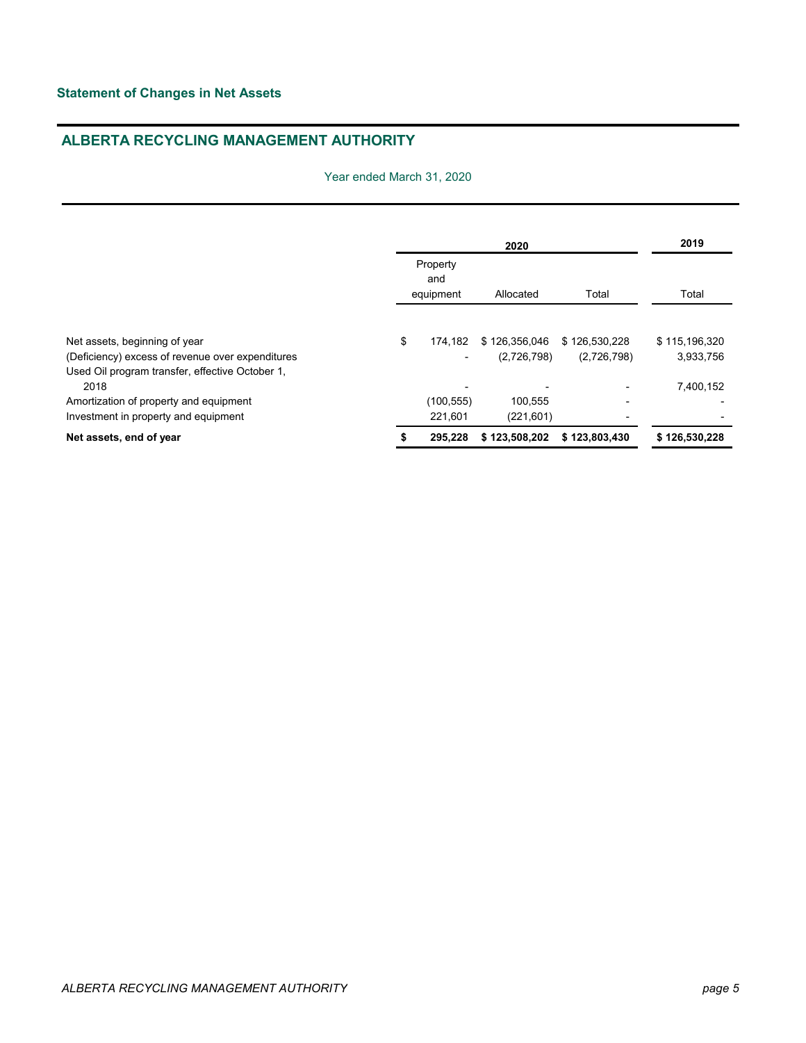## Statement of Changes in Net Assets

## ALBERTA RECYCLING MANAGEMENT AUTHORITY

Year ended March 31, 2020

| | 2020 | | | 2019 |
|---|---|---|---|---|
| | Property and equipment | Allocated | Total | Total |
| Net assets, beginning of year | $ 174,182 | $ 126,356,046 | $ 126,530,228 | $ 115,196,320 |
| (Deficiency) excess of revenue over expenditures | - | (2,726,798) | (2,726,798) | 3,933,756 |
| Used Oil program transfer, effective October 1, 2018 | - | - | - | 7,400,152 |
| Amortization of property and equipment | (100,555) | 100,555 | - | - |
| Investment in property and equipment | 221,601 | (221,601) | - | - |
| **Net assets, end of year** | **$ 295,228** | **$ 123,508,202** | **$ 123,803,430** | **$ 126,530,228** |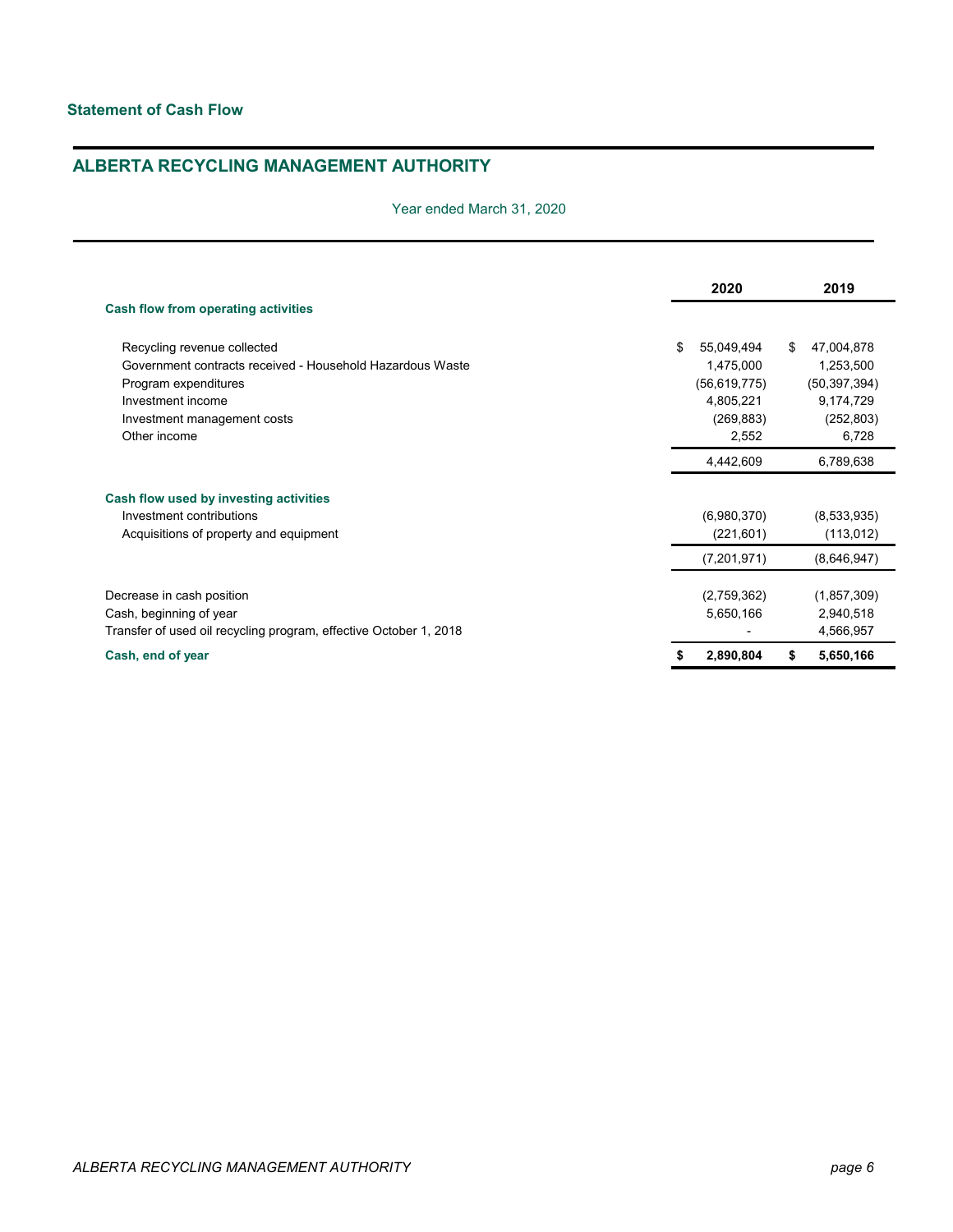### Statement of Cash Flow

## ALBERTA RECYCLING MANAGEMENT AUTHORITY

Year ended March 31, 2020

| | 2020 | 2019 |
|---|---|---|
| **Cash flow from operating activities** | | |
| Recycling revenue collected | $ 55,049,494 | $ 47,004,878 |
| Government contracts received - Household Hazardous Waste | 1,475,000 | 1,253,500 |
| Program expenditures | (56,619,775) | (50,397,394) |
| Investment income | 4,805,221 | 9,174,729 |
| Investment management costs | (269,883) | (252,803) |
| Other income | 2,552 | 6,728 |
| | 4,442,609 | 6,789,638 |
| **Cash flow used by investing activities** | | |
| Investment contributions | (6,980,370) | (8,533,935) |
| Acquisitions of property and equipment | (221,601) | (113,012) |
| | (7,201,971) | (8,646,947) |
| Decrease in cash position | (2,759,362) | (1,857,309) |
| Cash, beginning of year | 5,650,166 | 2,940,518 |
| Transfer of used oil recycling program, effective October 1, 2018 | - | 4,566,957 |
| **Cash, end of year** | **$ 2,890,804** | **$ 5,650,166** |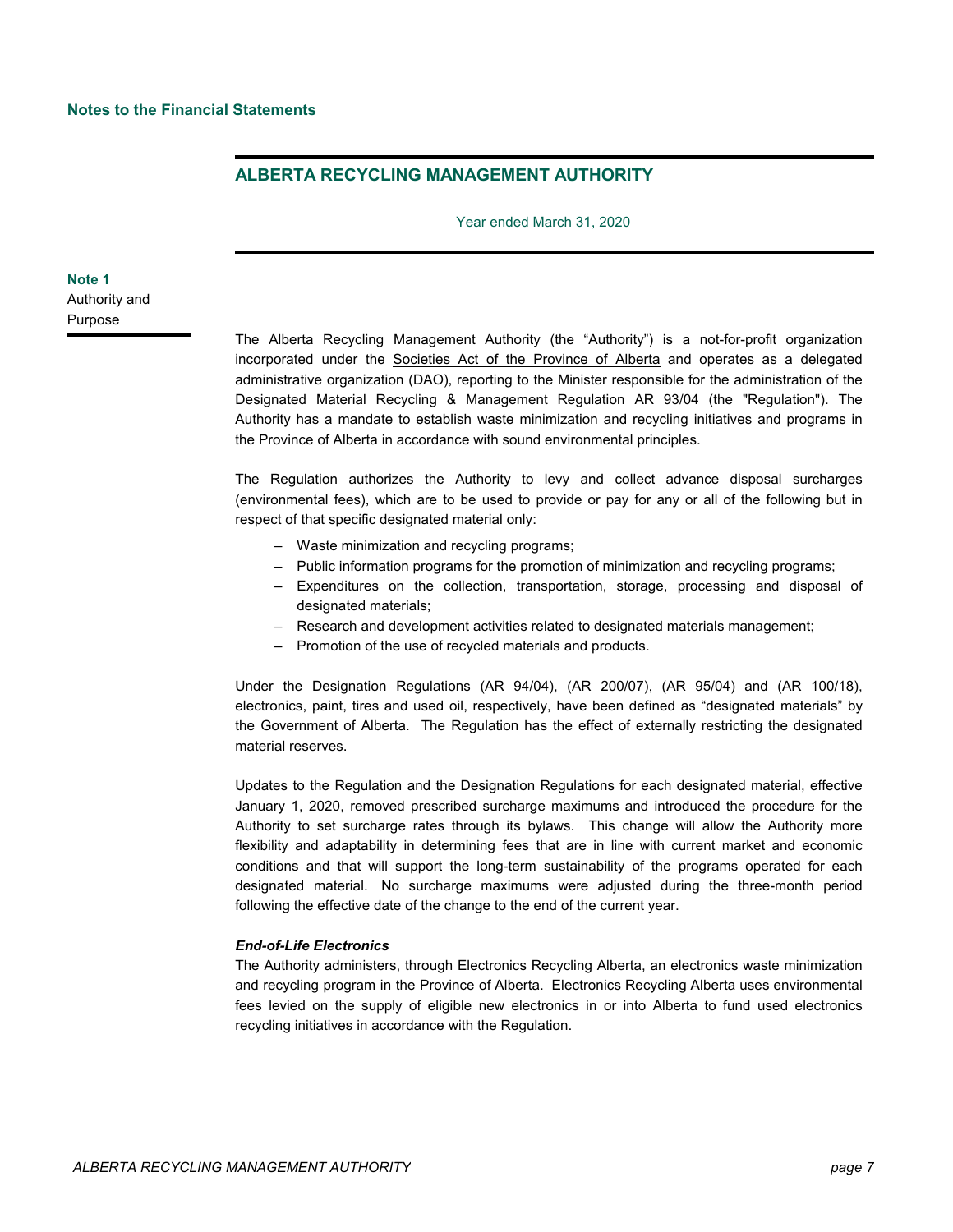**Notes to the Financial Statements**

## ALBERTA RECYCLING MANAGEMENT AUTHORITY

Year ended March 31, 2020

### Note 1
### Authority and Purpose

The Alberta Recycling Management Authority (the "Authority") is a not-for-profit organization incorporated under the Societies Act of the Province of Alberta and operates as a delegated administrative organization (DAO), reporting to the Minister responsible for the administration of the Designated Material Recycling & Management Regulation AR 93/04 (the "Regulation"). The Authority has a mandate to establish waste minimization and recycling initiatives and programs in the Province of Alberta in accordance with sound environmental principles.

The Regulation authorizes the Authority to levy and collect advance disposal surcharges (environmental fees), which are to be used to provide or pay for any or all of the following but in respect of that specific designated material only:

- Waste minimization and recycling programs;
- Public information programs for the promotion of minimization and recycling programs;
- Expenditures on the collection, transportation, storage, processing and disposal of designated materials;
- Research and development activities related to designated materials management;
- Promotion of the use of recycled materials and products.

Under the Designation Regulations (AR 94/04), (AR 200/07), (AR 95/04) and (AR 100/18), electronics, paint, tires and used oil, respectively, have been defined as "designated materials" by the Government of Alberta. The Regulation has the effect of externally restricting the designated material reserves.

Updates to the Regulation and the Designation Regulations for each designated material, effective January 1, 2020, removed prescribed surcharge maximums and introduced the procedure for the Authority to set surcharge rates through its bylaws. This change will allow the Authority more flexibility and adaptability in determining fees that are in line with current market and economic conditions and that will support the long-term sustainability of the programs operated for each designated material. No surcharge maximums were adjusted during the three-month period following the effective date of the change to the end of the current year.

***End-of-Life Electronics***

The Authority administers, through Electronics Recycling Alberta, an electronics waste minimization and recycling program in the Province of Alberta. Electronics Recycling Alberta uses environmental fees levied on the supply of eligible new electronics in or into Alberta to fund used electronics recycling initiatives in accordance with the Regulation.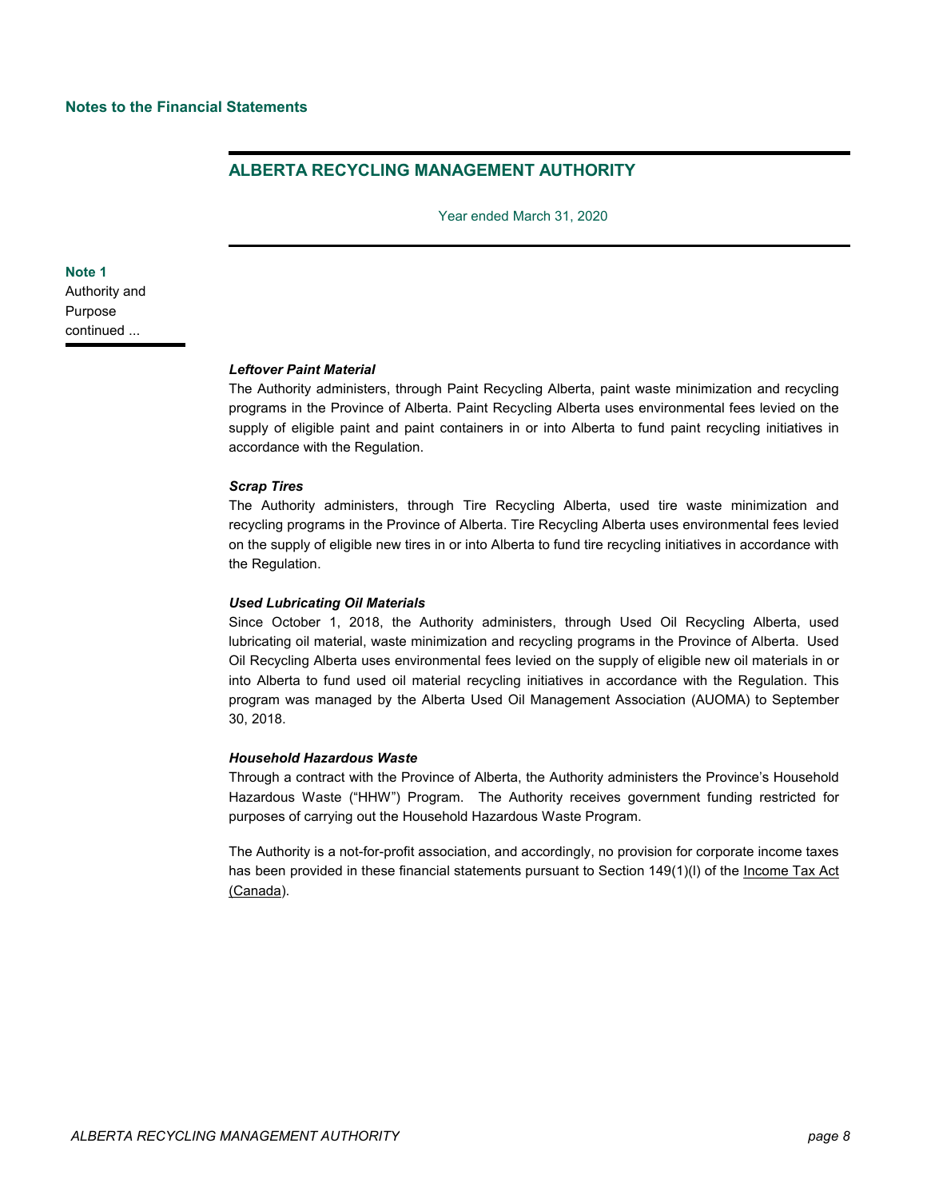**Notes to the Financial Statements**

## ALBERTA RECYCLING MANAGEMENT AUTHORITY

Year ended March 31, 2020

**Note 1**
Authority and Purpose continued ...

***Leftover Paint Material***
The Authority administers, through Paint Recycling Alberta, paint waste minimization and recycling programs in the Province of Alberta. Paint Recycling Alberta uses environmental fees levied on the supply of eligible paint and paint containers in or into Alberta to fund paint recycling initiatives in accordance with the Regulation.

***Scrap Tires***
The Authority administers, through Tire Recycling Alberta, used tire waste minimization and recycling programs in the Province of Alberta. Tire Recycling Alberta uses environmental fees levied on the supply of eligible new tires in or into Alberta to fund tire recycling initiatives in accordance with the Regulation.

***Used Lubricating Oil Materials***
Since October 1, 2018, the Authority administers, through Used Oil Recycling Alberta, used lubricating oil material, waste minimization and recycling programs in the Province of Alberta. Used Oil Recycling Alberta uses environmental fees levied on the supply of eligible new oil materials in or into Alberta to fund used oil material recycling initiatives in accordance with the Regulation. This program was managed by the Alberta Used Oil Management Association (AUOMA) to September 30, 2018.

***Household Hazardous Waste***
Through a contract with the Province of Alberta, the Authority administers the Province's Household Hazardous Waste ("HHW") Program. The Authority receives government funding restricted for purposes of carrying out the Household Hazardous Waste Program.

The Authority is a not-for-profit association, and accordingly, no provision for corporate income taxes has been provided in these financial statements pursuant to Section 149(1)(l) of the Income Tax Act (Canada).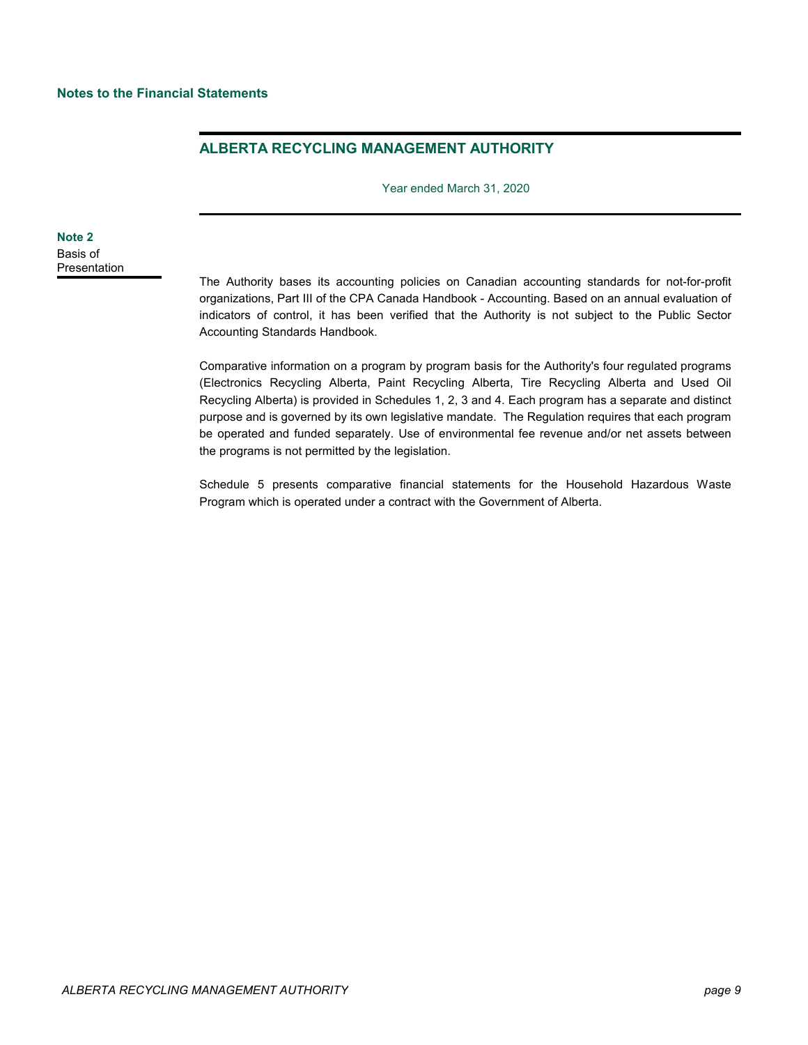**Notes to the Financial Statements**

## ALBERTA RECYCLING MANAGEMENT AUTHORITY

Year ended March 31, 2020

**Note 2**
Basis of Presentation

The Authority bases its accounting policies on Canadian accounting standards for not-for-profit organizations, Part III of the CPA Canada Handbook - Accounting. Based on an annual evaluation of indicators of control, it has been verified that the Authority is not subject to the Public Sector Accounting Standards Handbook.

Comparative information on a program by program basis for the Authority's four regulated programs (Electronics Recycling Alberta, Paint Recycling Alberta, Tire Recycling Alberta and Used Oil Recycling Alberta) is provided in Schedules 1, 2, 3 and 4. Each program has a separate and distinct purpose and is governed by its own legislative mandate. The Regulation requires that each program be operated and funded separately. Use of environmental fee revenue and/or net assets between the programs is not permitted by the legislation.

Schedule 5 presents comparative financial statements for the Household Hazardous Waste Program which is operated under a contract with the Government of Alberta.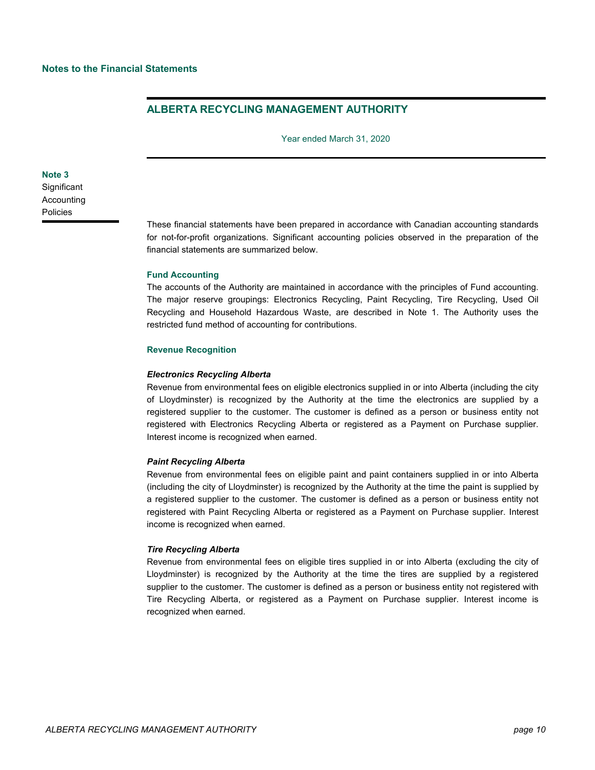**Notes to the Financial Statements**

## ALBERTA RECYCLING MANAGEMENT AUTHORITY

Year ended March 31, 2020

### Note 3
Significant Accounting Policies

These financial statements have been prepared in accordance with Canadian accounting standards for not-for-profit organizations. Significant accounting policies observed in the preparation of the financial statements are summarized below.

#### Fund Accounting

The accounts of the Authority are maintained in accordance with the principles of Fund accounting. The major reserve groupings: Electronics Recycling, Paint Recycling, Tire Recycling, Used Oil Recycling and Household Hazardous Waste, are described in Note 1. The Authority uses the restricted fund method of accounting for contributions.

#### Revenue Recognition

***Electronics Recycling Alberta***

Revenue from environmental fees on eligible electronics supplied in or into Alberta (including the city of Lloydminster) is recognized by the Authority at the time the electronics are supplied by a registered supplier to the customer. The customer is defined as a person or business entity not registered with Electronics Recycling Alberta or registered as a Payment on Purchase supplier. Interest income is recognized when earned.

***Paint Recycling Alberta***

Revenue from environmental fees on eligible paint and paint containers supplied in or into Alberta (including the city of Lloydminster) is recognized by the Authority at the time the paint is supplied by a registered supplier to the customer. The customer is defined as a person or business entity not registered with Paint Recycling Alberta or registered as a Payment on Purchase supplier. Interest income is recognized when earned.

***Tire Recycling Alberta***

Revenue from environmental fees on eligible tires supplied in or into Alberta (excluding the city of Lloydminster) is recognized by the Authority at the time the tires are supplied by a registered supplier to the customer. The customer is defined as a person or business entity not registered with Tire Recycling Alberta, or registered as a Payment on Purchase supplier. Interest income is recognized when earned.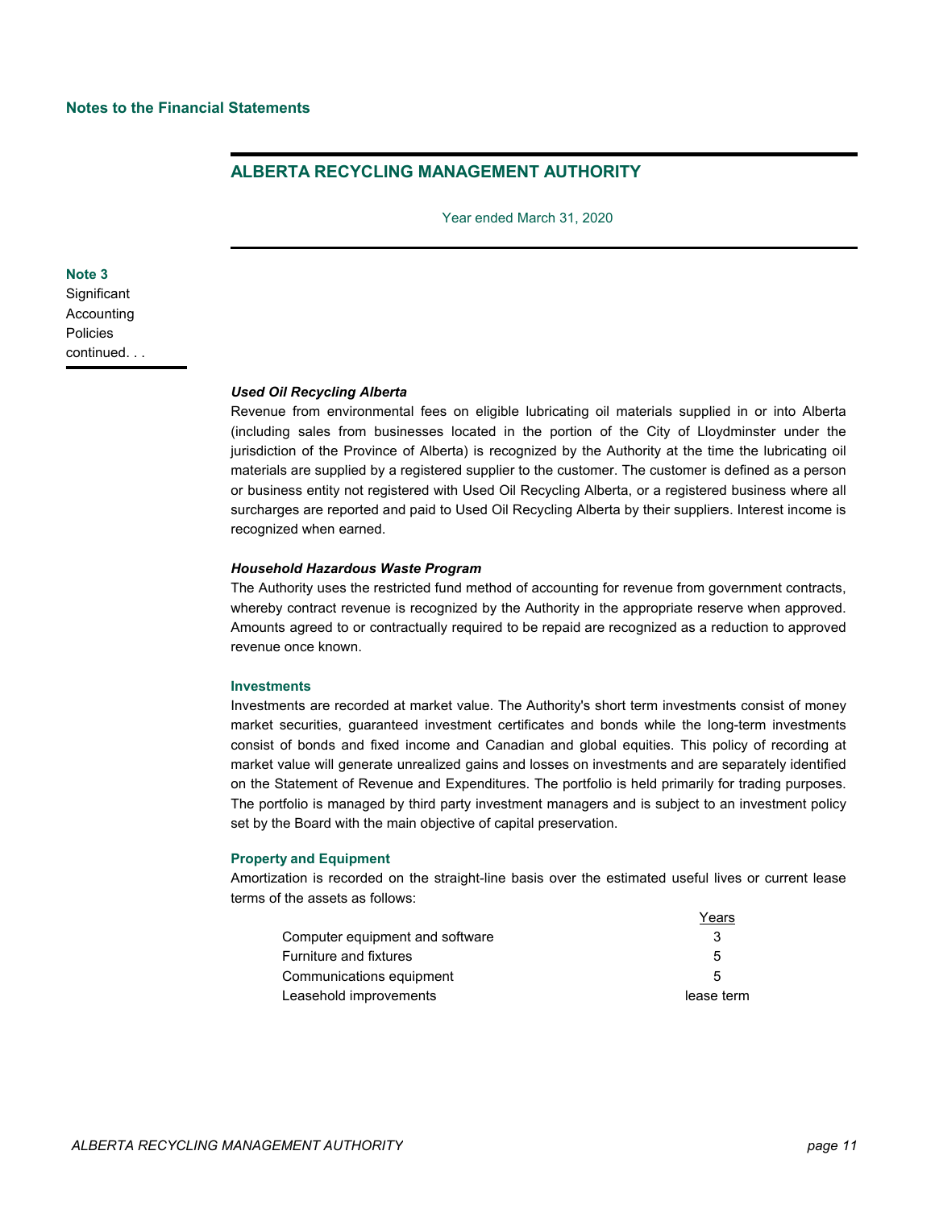**Notes to the Financial Statements**

## ALBERTA RECYCLING MANAGEMENT AUTHORITY

Year ended March 31, 2020

**Note 3**
Significant Accounting Policies continued. . .

***Used Oil Recycling Alberta***

Revenue from environmental fees on eligible lubricating oil materials supplied in or into Alberta (including sales from businesses located in the portion of the City of Lloydminster under the jurisdiction of the Province of Alberta) is recognized by the Authority at the time the lubricating oil materials are supplied by a registered supplier to the customer. The customer is defined as a person or business entity not registered with Used Oil Recycling Alberta, or a registered business where all surcharges are reported and paid to Used Oil Recycling Alberta by their suppliers. Interest income is recognized when earned.

***Household Hazardous Waste Program***

The Authority uses the restricted fund method of accounting for revenue from government contracts, whereby contract revenue is recognized by the Authority in the appropriate reserve when approved. Amounts agreed to or contractually required to be repaid are recognized as a reduction to approved revenue once known.

### Investments

Investments are recorded at market value. The Authority's short term investments consist of money market securities, guaranteed investment certificates and bonds while the long-term investments consist of bonds and fixed income and Canadian and global equities. This policy of recording at market value will generate unrealized gains and losses on investments and are separately identified on the Statement of Revenue and Expenditures. The portfolio is held primarily for trading purposes. The portfolio is managed by third party investment managers and is subject to an investment policy set by the Board with the main objective of capital preservation.

### Property and Equipment

Amortization is recorded on the straight-line basis over the estimated useful lives or current lease terms of the assets as follows:

| | Years |
|---|---|
| Computer equipment and software | 3 |
| Furniture and fixtures | 5 |
| Communications equipment | 5 |
| Leasehold improvements | lease term |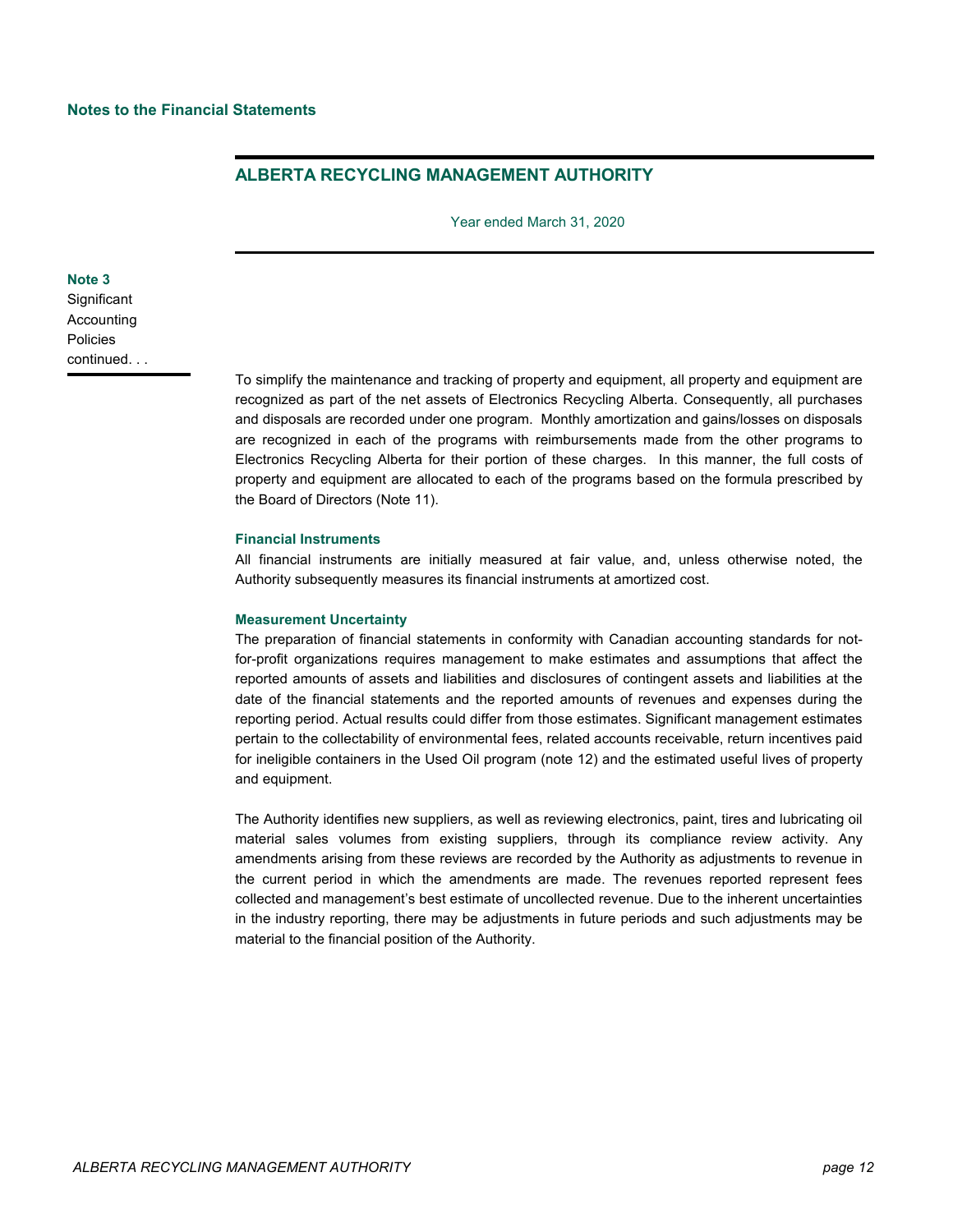**Note 3**
Significant Accounting Policies continued. . .

To simplify the maintenance and tracking of property and equipment, all property and equipment are recognized as part of the net assets of Electronics Recycling Alberta. Consequently, all purchases and disposals are recorded under one program. Monthly amortization and gains/losses on disposals are recognized in each of the programs with reimbursements made from the other programs to Electronics Recycling Alberta for their portion of these charges. In this manner, the full costs of property and equipment are allocated to each of the programs based on the formula prescribed by the Board of Directors (Note 11).

### Financial Instruments

All financial instruments are initially measured at fair value, and, unless otherwise noted, the Authority subsequently measures its financial instruments at amortized cost.

### Measurement Uncertainty

The preparation of financial statements in conformity with Canadian accounting standards for not-for-profit organizations requires management to make estimates and assumptions that affect the reported amounts of assets and liabilities and disclosures of contingent assets and liabilities at the date of the financial statements and the reported amounts of revenues and expenses during the reporting period. Actual results could differ from those estimates. Significant management estimates pertain to the collectability of environmental fees, related accounts receivable, return incentives paid for ineligible containers in the Used Oil program (note 12) and the estimated useful lives of property and equipment.

The Authority identifies new suppliers, as well as reviewing electronics, paint, tires and lubricating oil material sales volumes from existing suppliers, through its compliance review activity. Any amendments arising from these reviews are recorded by the Authority as adjustments to revenue in the current period in which the amendments are made. The revenues reported represent fees collected and management's best estimate of uncollected revenue. Due to the inherent uncertainties in the industry reporting, there may be adjustments in future periods and such adjustments may be material to the financial position of the Authority.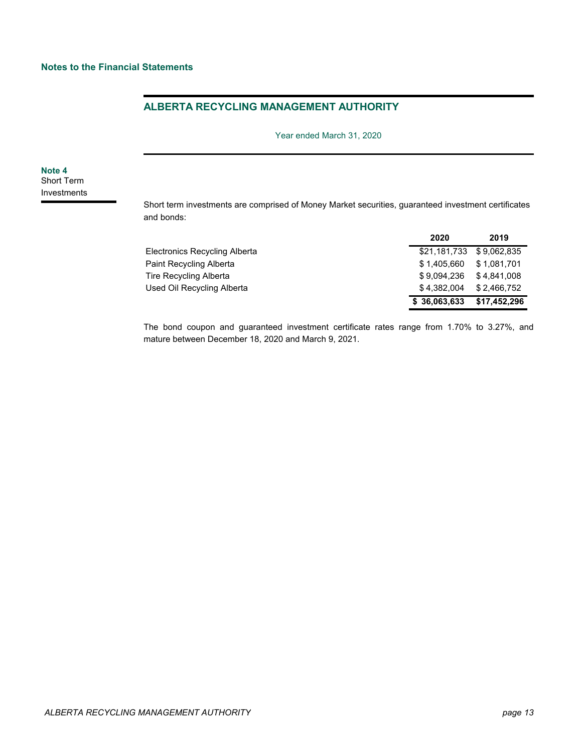Notes to the Financial Statements

## ALBERTA RECYCLING MANAGEMENT AUTHORITY

Year ended March 31, 2020

### Note 4
Short Term Investments

Short term investments are comprised of Money Market securities, guaranteed investment certificates and bonds:

| | **2020** | **2019** |
|---|---|---|
| Electronics Recycling Alberta | $21,181,733 | $ 9,062,835 |
| Paint Recycling Alberta | $ 1,405,660 | $ 1,081,701 |
| Tire Recycling Alberta | $ 9,094,236 | $ 4,841,008 |
| Used Oil Recycling Alberta | $ 4,382,004 | $ 2,466,752 |
| | **$ 36,063,633** | **$17,452,296** |

The bond coupon and guaranteed investment certificate rates range from 1.70% to 3.27%, and mature between December 18, 2020 and March 9, 2021.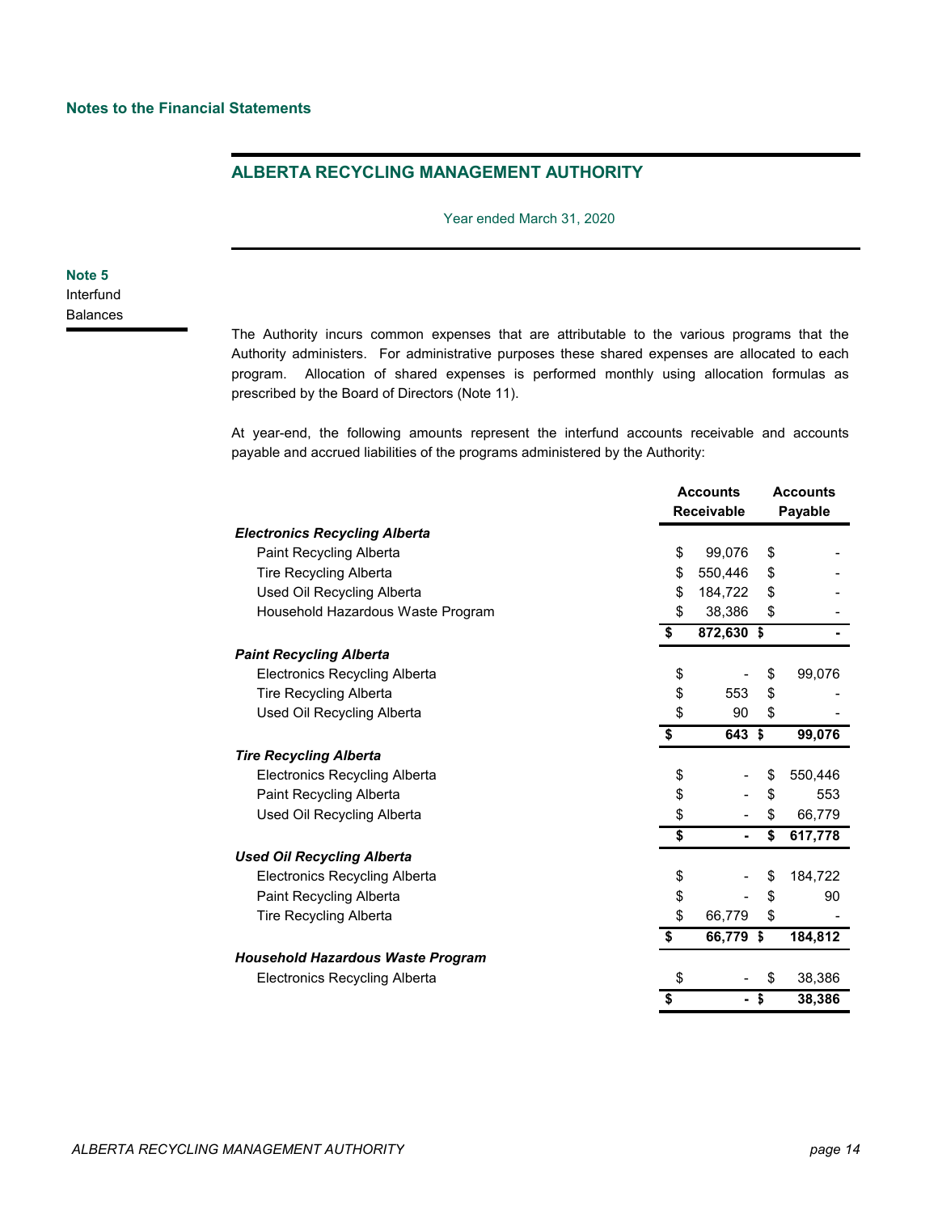**Notes to the Financial Statements**

## ALBERTA RECYCLING MANAGEMENT AUTHORITY

Year ended March 31, 2020

### Note 5 Interfund Balances

The Authority incurs common expenses that are attributable to the various programs that the Authority administers. For administrative purposes these shared expenses are allocated to each program. Allocation of shared expenses is performed monthly using allocation formulas as prescribed by the Board of Directors (Note 11).

At year-end, the following amounts represent the interfund accounts receivable and accounts payable and accrued liabilities of the programs administered by the Authority:

| | Accounts Receivable | Accounts Payable |
|---|---|---|
| ***Electronics Recycling Alberta*** | | |
| Paint Recycling Alberta | $ 99,076 | $ - |
| Tire Recycling Alberta | $ 550,446 | $ - |
| Used Oil Recycling Alberta | $ 184,722 | $ - |
| Household Hazardous Waste Program | $ 38,386 | $ - |
| | **$ 872,630** | **$ -** |
| ***Paint Recycling Alberta*** | | |
| Electronics Recycling Alberta | $ - | $ 99,076 |
| Tire Recycling Alberta | $ 553 | $ - |
| Used Oil Recycling Alberta | $ 90 | $ - |
| | **$ 643** | **$ 99,076** |
| ***Tire Recycling Alberta*** | | |
| Electronics Recycling Alberta | $ - | $ 550,446 |
| Paint Recycling Alberta | $ - | $ 553 |
| Used Oil Recycling Alberta | $ - | $ 66,779 |
| | **$ -** | **$ 617,778** |
| ***Used Oil Recycling Alberta*** | | |
| Electronics Recycling Alberta | $ - | $ 184,722 |
| Paint Recycling Alberta | $ - | $ 90 |
| Tire Recycling Alberta | $ 66,779 | $ - |
| | **$ 66,779** | **$ 184,812** |
| ***Household Hazardous Waste Program*** | | |
| Electronics Recycling Alberta | $ - | $ 38,386 |
| | **$ -** | **$ 38,386** |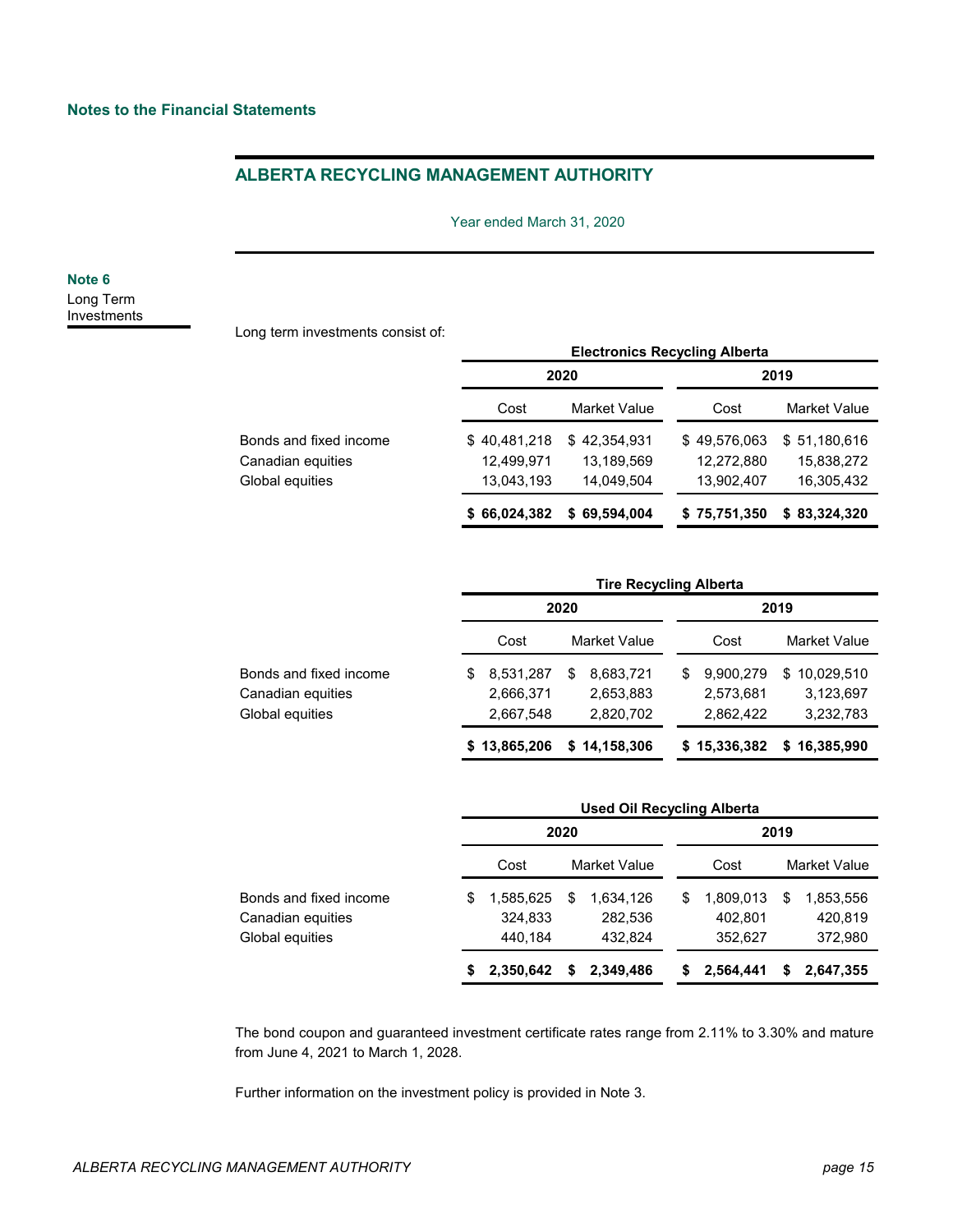**Notes to the Financial Statements**

## ALBERTA RECYCLING MANAGEMENT AUTHORITY

Year ended March 31, 2020

### Note 6
Long Term Investments

Long term investments consist of:

| | Electronics Recycling Alberta | | | |
|---|---|---|---|---|
| | 2020 | | 2019 | |
| | Cost | Market Value | Cost | Market Value |
| Bonds and fixed income | $ 40,481,218 | $ 42,354,931 | $ 49,576,063 | $ 51,180,616 |
| Canadian equities | 12,499,971 | 13,189,569 | 12,272,880 | 15,838,272 |
| Global equities | 13,043,193 | 14,049,504 | 13,902,407 | 16,305,432 |
| | **$ 66,024,382** | **$ 69,594,004** | **$ 75,751,350** | **$ 83,324,320** |

| | Tire Recycling Alberta | | | |
|---|---|---|---|---|
| | 2020 | | 2019 | |
| | Cost | Market Value | Cost | Market Value |
| Bonds and fixed income | $ 8,531,287 | $ 8,683,721 | $ 9,900,279 | $ 10,029,510 |
| Canadian equities | 2,666,371 | 2,653,883 | 2,573,681 | 3,123,697 |
| Global equities | 2,667,548 | 2,820,702 | 2,862,422 | 3,232,783 |
| | **$ 13,865,206** | **$ 14,158,306** | **$ 15,336,382** | **$ 16,385,990** |

| | Used Oil Recycling Alberta | | | |
|---|---|---|---|---|
| | 2020 | | 2019 | |
| | Cost | Market Value | Cost | Market Value |
| Bonds and fixed income | $ 1,585,625 | $ 1,634,126 | $ 1,809,013 | $ 1,853,556 |
| Canadian equities | 324,833 | 282,536 | 402,801 | 420,819 |
| Global equities | 440,184 | 432,824 | 352,627 | 372,980 |
| | **$ 2,350,642** | **$ 2,349,486** | **$ 2,564,441** | **$ 2,647,355** |

The bond coupon and guaranteed investment certificate rates range from 2.11% to 3.30% and mature from June 4, 2021 to March 1, 2028.

Further information on the investment policy is provided in Note 3.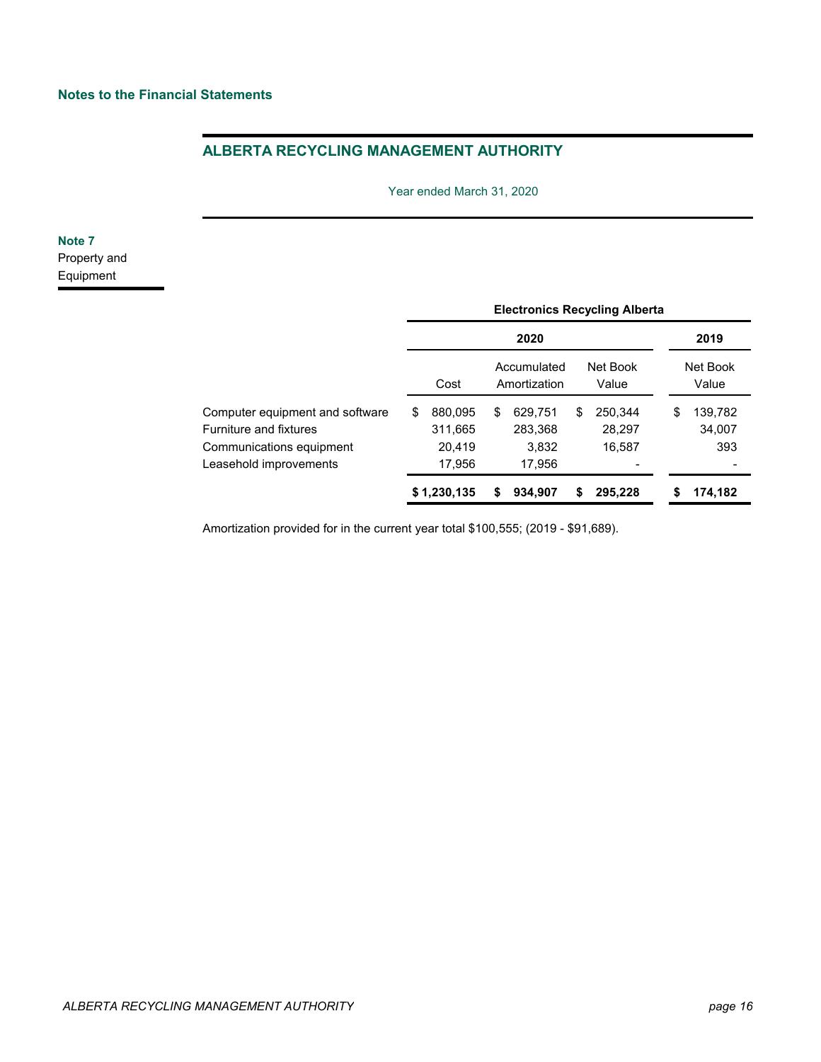## Notes to the Financial Statements

## ALBERTA RECYCLING MANAGEMENT AUTHORITY

Year ended March 31, 2020

### Note 7
Property and Equipment

| | Electronics Recycling Alberta | | | |
|---|---|---|---|---|
| | 2020 | | | 2019 |
| | Cost | Accumulated Amortization | Net Book Value | Net Book Value |
| Computer equipment and software | $ 880,095 | $ 629,751 | $ 250,344 | $ 139,782 |
| Furniture and fixtures | 311,665 | 283,368 | 28,297 | 34,007 |
| Communications equipment | 20,419 | 3,832 | 16,587 | 393 |
| Leasehold improvements | 17,956 | 17,956 | - | - |
| | **$ 1,230,135** | **$ 934,907** | **$ 295,228** | **$ 174,182** |

Amortization provided for in the current year total $100,555; (2019 - $91,689).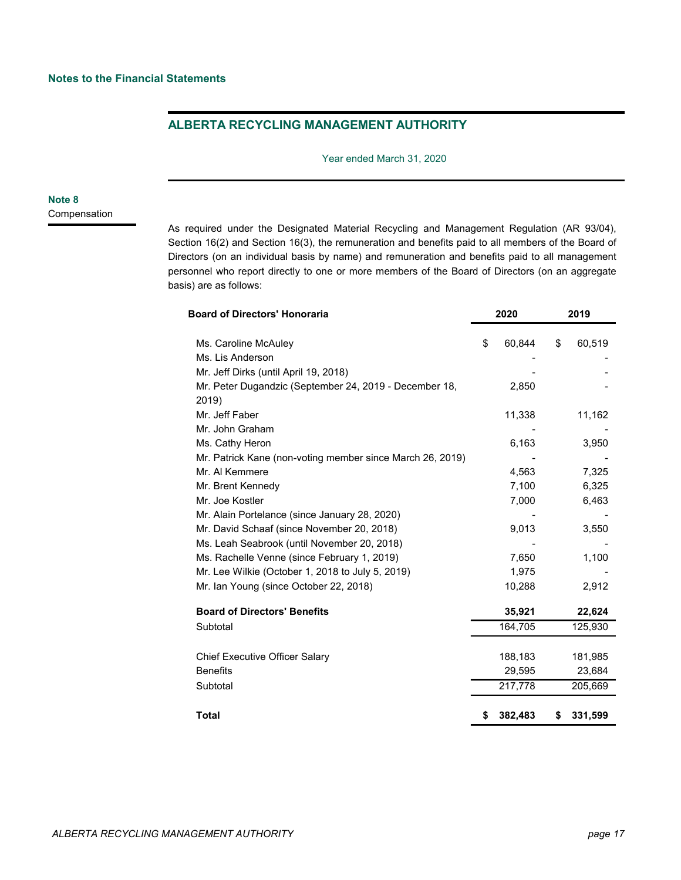**Notes to the Financial Statements**

## ALBERTA RECYCLING MANAGEMENT AUTHORITY

Year ended March 31, 2020

### Note 8
Compensation

As required under the Designated Material Recycling and Management Regulation (AR 93/04), Section 16(2) and Section 16(3), the remuneration and benefits paid to all members of the Board of Directors (on an individual basis by name) and remuneration and benefits paid to all management personnel who report directly to one or more members of the Board of Directors (on an aggregate basis) are as follows:

| **Board of Directors' Honoraria** | **2020** | **2019** |
|---|---|---|
| Ms. Caroline McAuley | $ 60,844 | $ 60,519 |
| Ms. Lis Anderson | - | - |
| Mr. Jeff Dirks (until April 19, 2018) | - | - |
| Mr. Peter Dugandzic (September 24, 2019 - December 18, 2019) | 2,850 | - |
| Mr. Jeff Faber | 11,338 | 11,162 |
| Mr. John Graham | - | - |
| Ms. Cathy Heron | 6,163 | 3,950 |
| Mr. Patrick Kane (non-voting member since March 26, 2019) | - | - |
| Mr. Al Kemmere | 4,563 | 7,325 |
| Mr. Brent Kennedy | 7,100 | 6,325 |
| Mr. Joe Kostler | 7,000 | 6,463 |
| Mr. Alain Portelance (since January 28, 2020) | - | - |
| Mr. David Schaaf (since November 20, 2018) | 9,013 | 3,550 |
| Ms. Leah Seabrook (until November 20, 2018) | - | - |
| Ms. Rachelle Venne (since February 1, 2019) | 7,650 | 1,100 |
| Mr. Lee Wilkie (October 1, 2018 to July 5, 2019) | 1,975 | - |
| Mr. Ian Young (since October 22, 2018) | 10,288 | 2,912 |
| **Board of Directors' Benefits** | **35,921** | **22,624** |
| Subtotal | 164,705 | 125,930 |
| Chief Executive Officer Salary | 188,183 | 181,985 |
| Benefits | 29,595 | 23,684 |
| Subtotal | 217,778 | 205,669 |
| **Total** | **$ 382,483** | **$ 331,599** |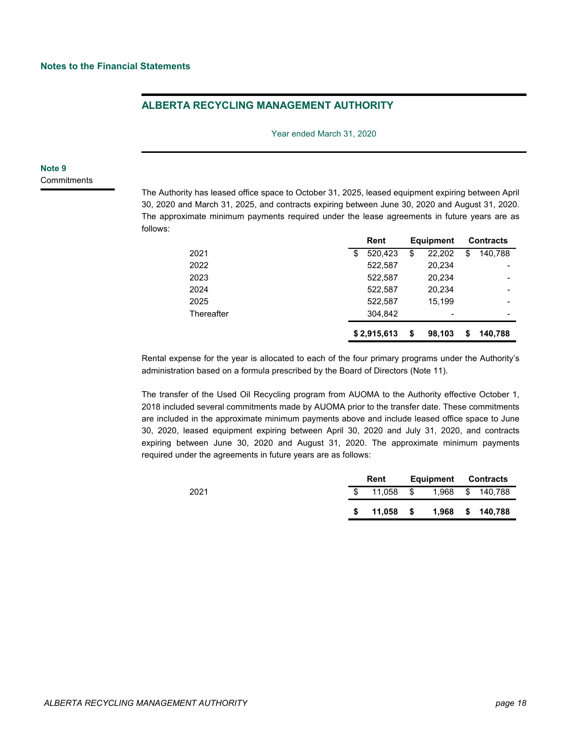**Notes to the Financial Statements**

## ALBERTA RECYCLING MANAGEMENT AUTHORITY

Year ended March 31, 2020

### Note 9
Commitments

The Authority has leased office space to October 31, 2025, leased equipment expiring between April 30, 2020 and March 31, 2025, and contracts expiring between June 30, 2020 and August 31, 2020. The approximate minimum payments required under the lease agreements in future years are as follows:

| | Rent | Equipment | Contracts |
|---|---|---|---|
| 2021 | $ 520,423 | $ 22,202 | $ 140,788 |
| 2022 | 522,587 | 20,234 | - |
| 2023 | 522,587 | 20,234 | - |
| 2024 | 522,587 | 20,234 | - |
| 2025 | 522,587 | 15,199 | - |
| Thereafter | 304,842 | - | - |
| | **$ 2,915,613** | **$ 98,103** | **$ 140,788** |

Rental expense for the year is allocated to each of the four primary programs under the Authority's administration based on a formula prescribed by the Board of Directors (Note 11).

The transfer of the Used Oil Recycling program from AUOMA to the Authority effective October 1, 2018 included several commitments made by AUOMA prior to the transfer date. These commitments are included in the approximate minimum payments above and include leased office space to June 30, 2020, leased equipment expiring between April 30, 2020 and July 31, 2020, and contracts expiring between June 30, 2020 and August 31, 2020. The approximate minimum payments required under the agreements in future years are as follows:

| | Rent | Equipment | Contracts |
|---|---|---|---|
| 2021 | $ 11,058 | $ 1,968 | $ 140,788 |
| | **$ 11,058** | **$ 1,968** | **$ 140,788** |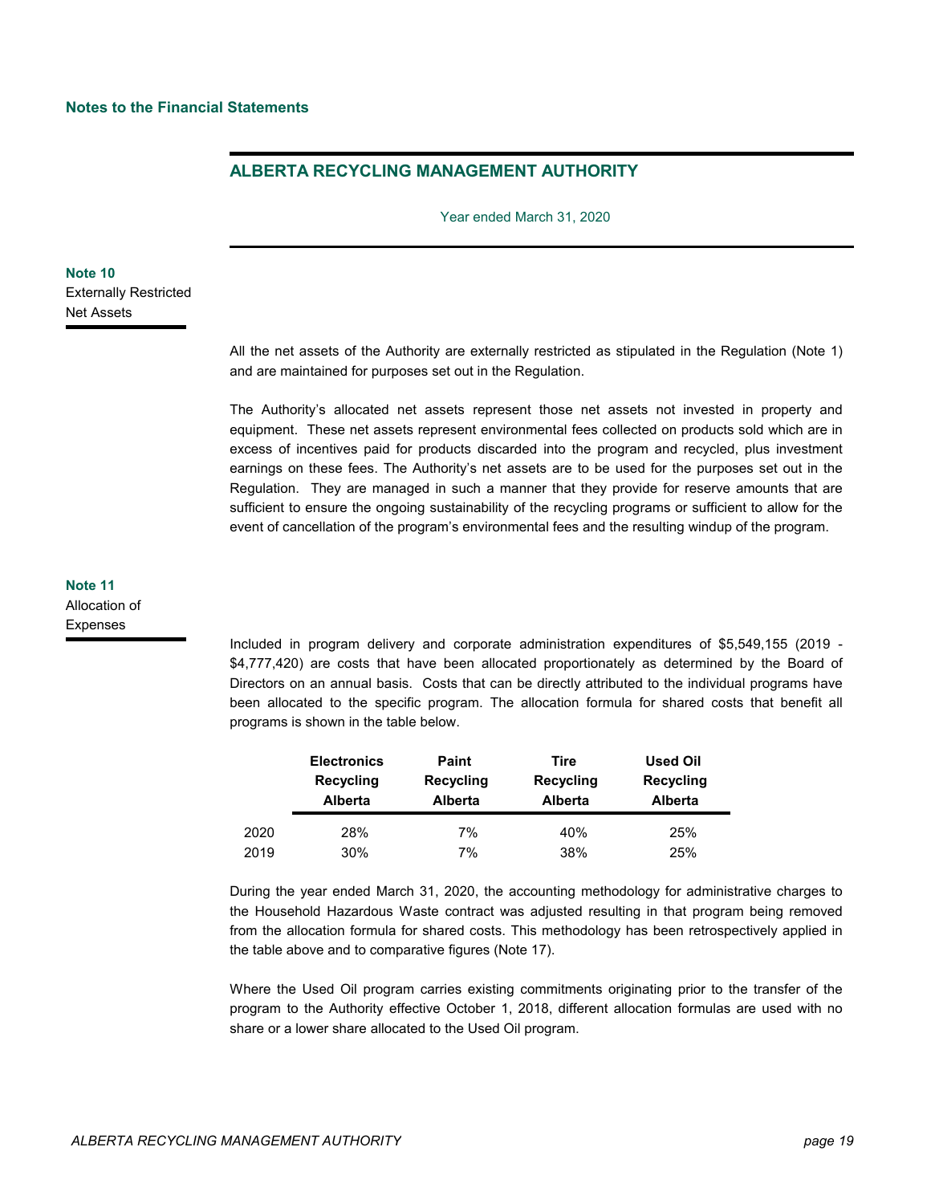**Notes to the Financial Statements**

## ALBERTA RECYCLING MANAGEMENT AUTHORITY

Year ended March 31, 2020

### Note 10
Externally Restricted Net Assets

All the net assets of the Authority are externally restricted as stipulated in the Regulation (Note 1) and are maintained for purposes set out in the Regulation.

The Authority's allocated net assets represent those net assets not invested in property and equipment. These net assets represent environmental fees collected on products sold which are in excess of incentives paid for products discarded into the program and recycled, plus investment earnings on these fees. The Authority's net assets are to be used for the purposes set out in the Regulation. They are managed in such a manner that they provide for reserve amounts that are sufficient to ensure the ongoing sustainability of the recycling programs or sufficient to allow for the event of cancellation of the program's environmental fees and the resulting windup of the program.

### Note 11
Allocation of Expenses

Included in program delivery and corporate administration expenditures of $5,549,155 (2019 - $4,777,420) are costs that have been allocated proportionately as determined by the Board of Directors on an annual basis. Costs that can be directly attributed to the individual programs have been allocated to the specific program. The allocation formula for shared costs that benefit all programs is shown in the table below.

| | Electronics Recycling Alberta | Paint Recycling Alberta | Tire Recycling Alberta | Used Oil Recycling Alberta |
|---|---|---|---|---|
| 2020 | 28% | 7% | 40% | 25% |
| 2019 | 30% | 7% | 38% | 25% |

During the year ended March 31, 2020, the accounting methodology for administrative charges to the Household Hazardous Waste contract was adjusted resulting in that program being removed from the allocation formula for shared costs. This methodology has been retrospectively applied in the table above and to comparative figures (Note 17).

Where the Used Oil program carries existing commitments originating prior to the transfer of the program to the Authority effective October 1, 2018, different allocation formulas are used with no share or a lower share allocated to the Used Oil program.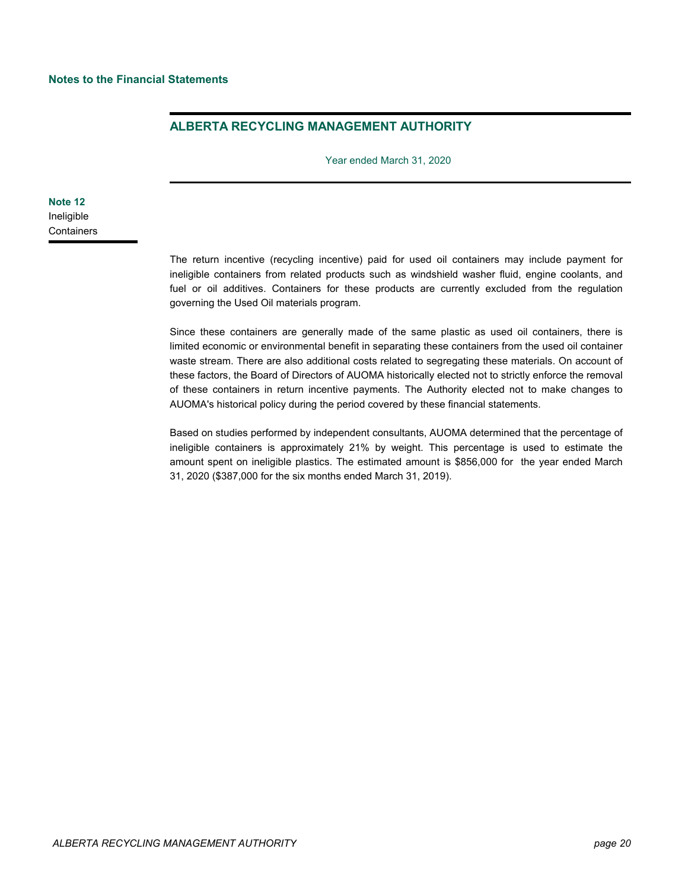**Notes to the Financial Statements**

## ALBERTA RECYCLING MANAGEMENT AUTHORITY

Year ended March 31, 2020

**Note 12**
Ineligible Containers

The return incentive (recycling incentive) paid for used oil containers may include payment for ineligible containers from related products such as windshield washer fluid, engine coolants, and fuel or oil additives. Containers for these products are currently excluded from the regulation governing the Used Oil materials program.

Since these containers are generally made of the same plastic as used oil containers, there is limited economic or environmental benefit in separating these containers from the used oil container waste stream. There are also additional costs related to segregating these materials. On account of these factors, the Board of Directors of AUOMA historically elected not to strictly enforce the removal of these containers in return incentive payments. The Authority elected not to make changes to AUOMA's historical policy during the period covered by these financial statements.

Based on studies performed by independent consultants, AUOMA determined that the percentage of ineligible containers is approximately 21% by weight. This percentage is used to estimate the amount spent on ineligible plastics. The estimated amount is $856,000 for the year ended March 31, 2020 ($387,000 for the six months ended March 31, 2019).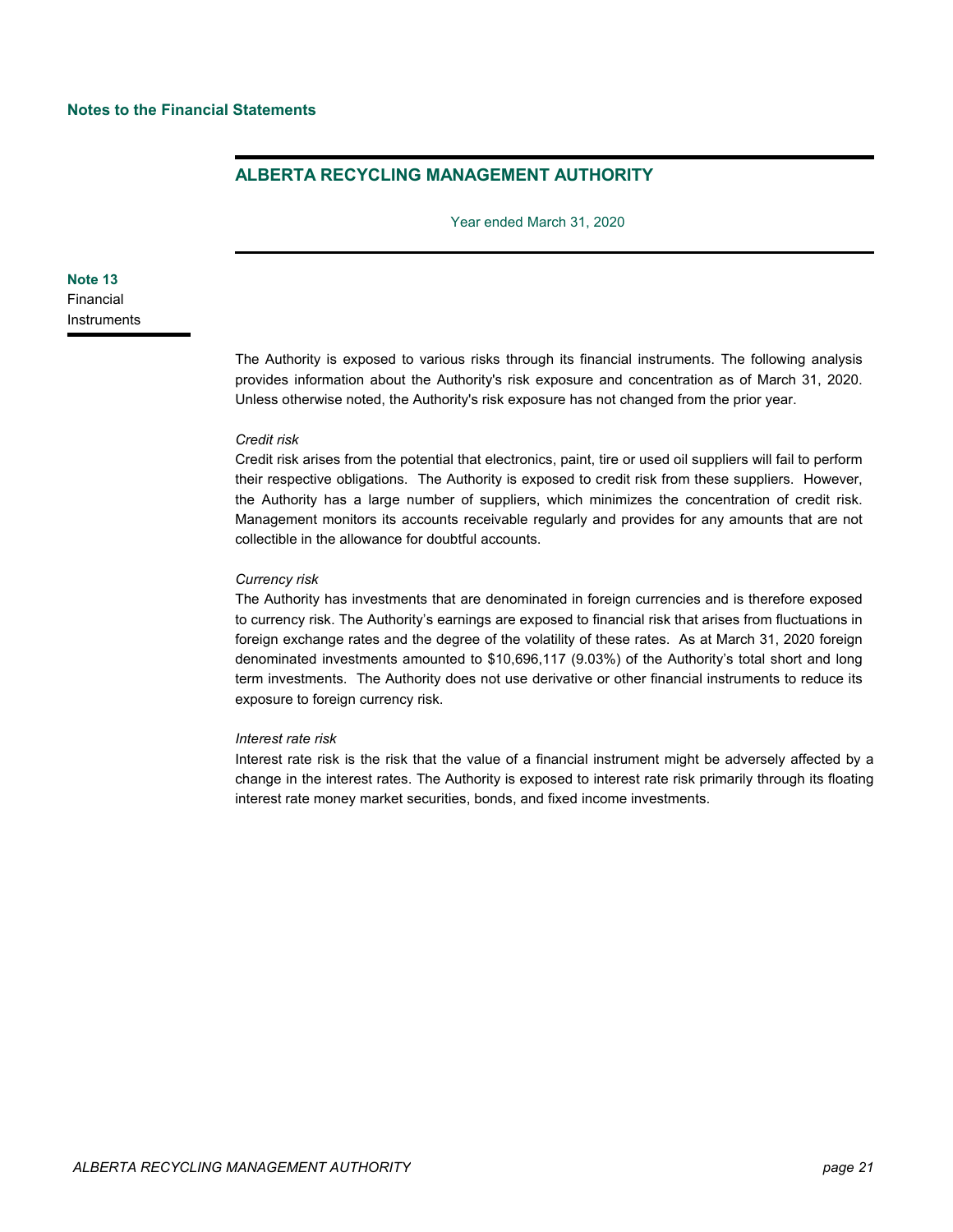## Notes to the Financial Statements

# ALBERTA RECYCLING MANAGEMENT AUTHORITY

Year ended March 31, 2020

### Note 13
Financial Instruments

The Authority is exposed to various risks through its financial instruments. The following analysis provides information about the Authority's risk exposure and concentration as of March 31, 2020. Unless otherwise noted, the Authority's risk exposure has not changed from the prior year.

*Credit risk*
Credit risk arises from the potential that electronics, paint, tire or used oil suppliers will fail to perform their respective obligations. The Authority is exposed to credit risk from these suppliers. However, the Authority has a large number of suppliers, which minimizes the concentration of credit risk. Management monitors its accounts receivable regularly and provides for any amounts that are not collectible in the allowance for doubtful accounts.

*Currency risk*
The Authority has investments that are denominated in foreign currencies and is therefore exposed to currency risk. The Authority's earnings are exposed to financial risk that arises from fluctuations in foreign exchange rates and the degree of the volatility of these rates. As at March 31, 2020 foreign denominated investments amounted to $10,696,117 (9.03%) of the Authority's total short and long term investments. The Authority does not use derivative or other financial instruments to reduce its exposure to foreign currency risk.

*Interest rate risk*
Interest rate risk is the risk that the value of a financial instrument might be adversely affected by a change in the interest rates. The Authority is exposed to interest rate risk primarily through its floating interest rate money market securities, bonds, and fixed income investments.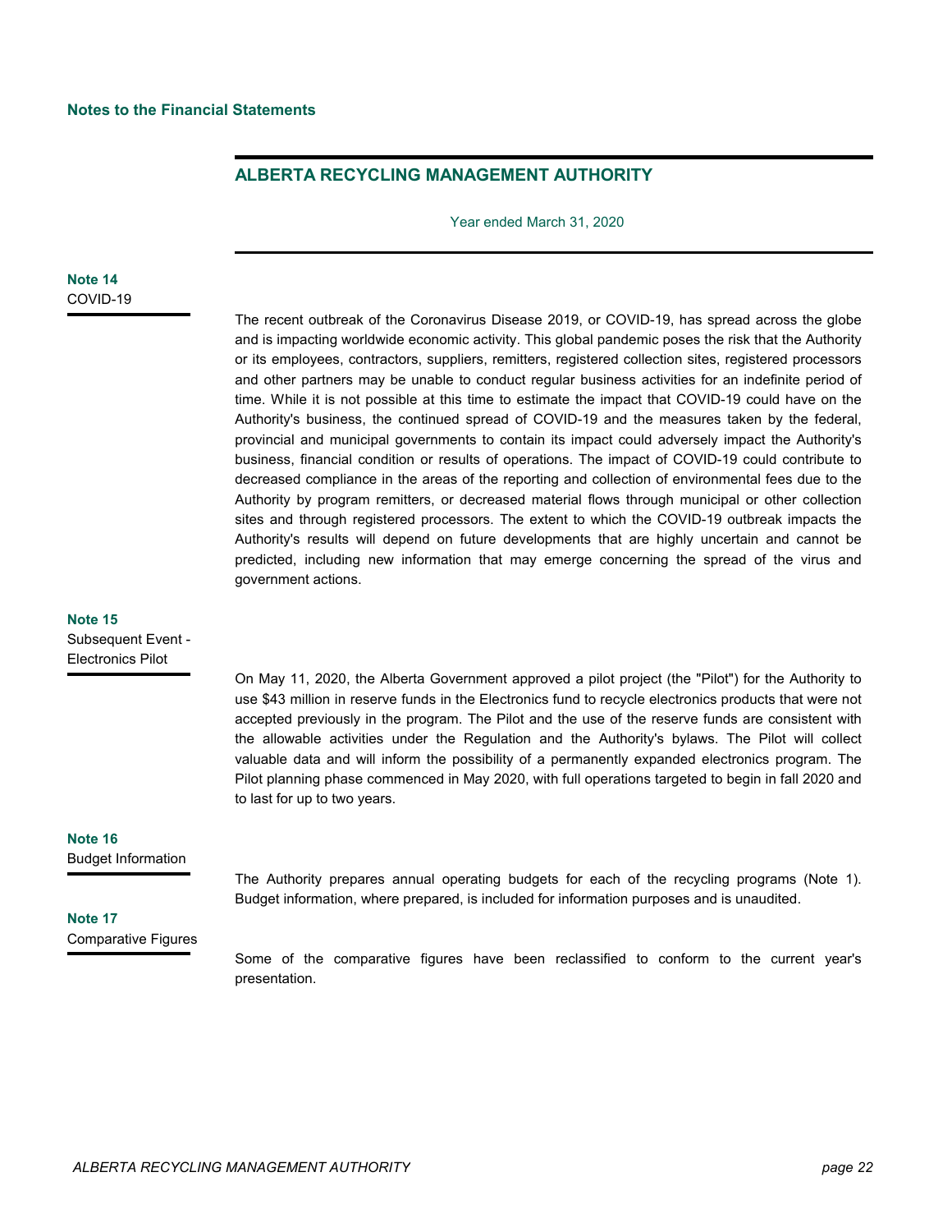## Notes to the Financial Statements

## ALBERTA RECYCLING MANAGEMENT AUTHORITY

Year ended March 31, 2020

### Note 14
COVID-19

The recent outbreak of the Coronavirus Disease 2019, or COVID-19, has spread across the globe and is impacting worldwide economic activity. This global pandemic poses the risk that the Authority or its employees, contractors, suppliers, remitters, registered collection sites, registered processors and other partners may be unable to conduct regular business activities for an indefinite period of time. While it is not possible at this time to estimate the impact that COVID-19 could have on the Authority's business, the continued spread of COVID-19 and the measures taken by the federal, provincial and municipal governments to contain its impact could adversely impact the Authority's business, financial condition or results of operations. The impact of COVID-19 could contribute to decreased compliance in the areas of the reporting and collection of environmental fees due to the Authority by program remitters, or decreased material flows through municipal or other collection sites and through registered processors. The extent to which the COVID-19 outbreak impacts the Authority's results will depend on future developments that are highly uncertain and cannot be predicted, including new information that may emerge concerning the spread of the virus and government actions.

### Note 15
Subsequent Event - Electronics Pilot

On May 11, 2020, the Alberta Government approved a pilot project (the "Pilot") for the Authority to use $43 million in reserve funds in the Electronics fund to recycle electronics products that were not accepted previously in the program. The Pilot and the use of the reserve funds are consistent with the allowable activities under the Regulation and the Authority's bylaws. The Pilot will collect valuable data and will inform the possibility of a permanently expanded electronics program. The Pilot planning phase commenced in May 2020, with full operations targeted to begin in fall 2020 and to last for up to two years.

### Note 16
Budget Information

The Authority prepares annual operating budgets for each of the recycling programs (Note 1). Budget information, where prepared, is included for information purposes and is unaudited.

### Note 17
Comparative Figures

Some of the comparative figures have been reclassified to conform to the current year's presentation.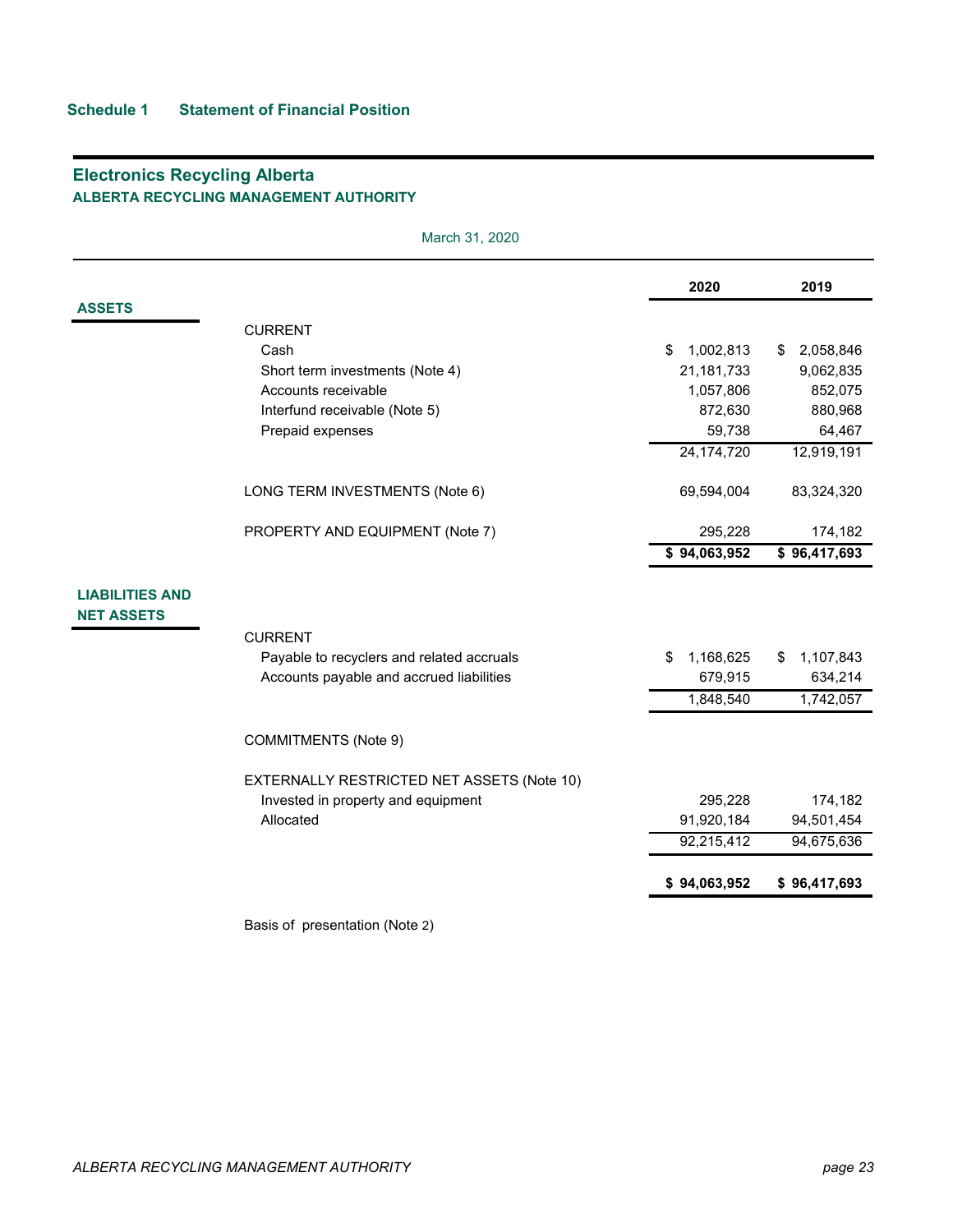**Schedule 1 Statement of Financial Position**

## Electronics Recycling Alberta

### ALBERTA RECYCLING MANAGEMENT AUTHORITY

March 31, 2020

| | | 2020 | 2019 |
|---|---|---|---|
| **ASSETS** | | | |
| | CURRENT | | |
| | Cash | $ 1,002,813 | $ 2,058,846 |
| | Short term investments (Note 4) | 21,181,733 | 9,062,835 |
| | Accounts receivable | 1,057,806 | 852,075 |
| | Interfund receivable (Note 5) | 872,630 | 880,968 |
| | Prepaid expenses | 59,738 | 64,467 |
| | | 24,174,720 | 12,919,191 |
| | LONG TERM INVESTMENTS (Note 6) | 69,594,004 | 83,324,320 |
| | PROPERTY AND EQUIPMENT (Note 7) | 295,228 | 174,182 |
| | | **$ 94,063,952** | **$ 96,417,693** |
| **LIABILITIES AND NET ASSETS** | | | |
| | CURRENT | | |
| | Payable to recyclers and related accruals | $ 1,168,625 | $ 1,107,843 |
| | Accounts payable and accrued liabilities | 679,915 | 634,214 |
| | | 1,848,540 | 1,742,057 |
| | COMMITMENTS (Note 9) | | |
| | EXTERNALLY RESTRICTED NET ASSETS (Note 10) | | |
| | Invested in property and equipment | 295,228 | 174,182 |
| | Allocated | 91,920,184 | 94,501,454 |
| | | 92,215,412 | 94,675,636 |
| | | **$ 94,063,952** | **$ 96,417,693** |

Basis of presentation (Note 2)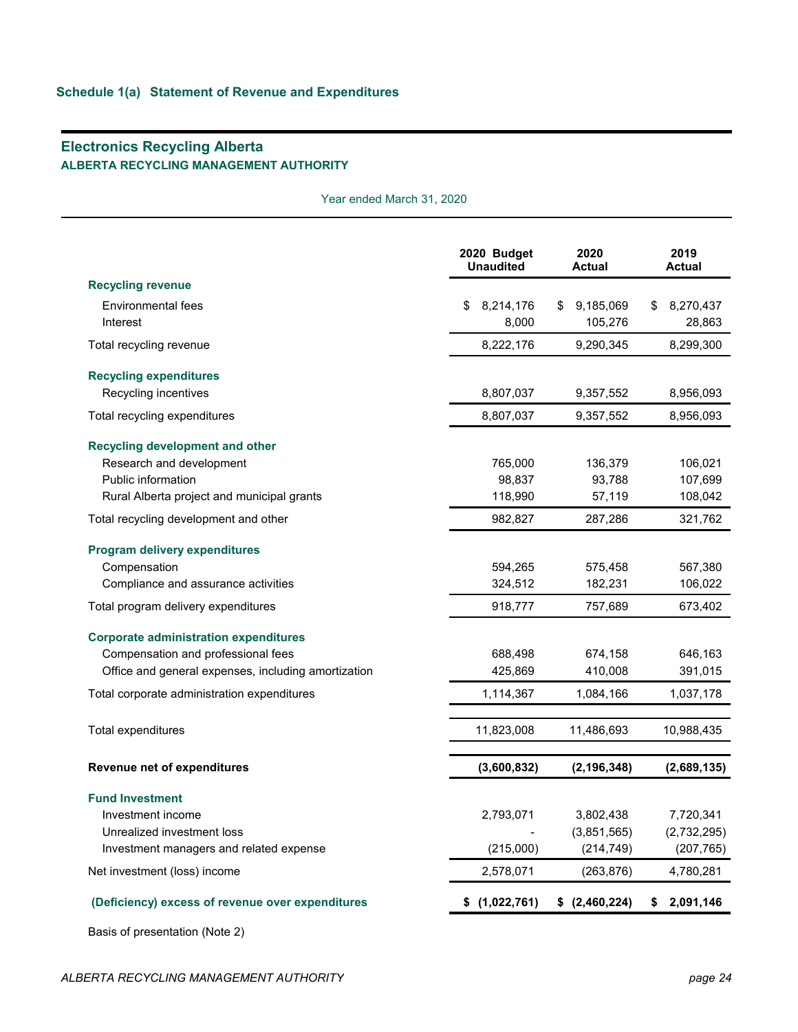### Schedule 1(a) Statement of Revenue and Expenditures

## Electronics Recycling Alberta

**ALBERTA RECYCLING MANAGEMENT AUTHORITY**

Year ended March 31, 2020

| | 2020 Budget Unaudited | 2020 Actual | 2019 Actual |
|---|---|---|---|
| **Recycling revenue** | | | |
| Environmental fees | $ 8,214,176 | $ 9,185,069 | $ 8,270,437 |
| Interest | 8,000 | 105,276 | 28,863 |
| Total recycling revenue | 8,222,176 | 9,290,345 | 8,299,300 |
| **Recycling expenditures** | | | |
| Recycling incentives | 8,807,037 | 9,357,552 | 8,956,093 |
| Total recycling expenditures | 8,807,037 | 9,357,552 | 8,956,093 |
| **Recycling development and other** | | | |
| Research and development | 765,000 | 136,379 | 106,021 |
| Public information | 98,837 | 93,788 | 107,699 |
| Rural Alberta project and municipal grants | 118,990 | 57,119 | 108,042 |
| Total recycling development and other | 982,827 | 287,286 | 321,762 |
| **Program delivery expenditures** | | | |
| Compensation | 594,265 | 575,458 | 567,380 |
| Compliance and assurance activities | 324,512 | 182,231 | 106,022 |
| Total program delivery expenditures | 918,777 | 757,689 | 673,402 |
| **Corporate administration expenditures** | | | |
| Compensation and professional fees | 688,498 | 674,158 | 646,163 |
| Office and general expenses, including amortization | 425,869 | 410,008 | 391,015 |
| Total corporate administration expenditures | 1,114,367 | 1,084,166 | 1,037,178 |
| Total expenditures | 11,823,008 | 11,486,693 | 10,988,435 |
| **Revenue net of expenditures** | **(3,600,832)** | **(2,196,348)** | **(2,689,135)** |
| **Fund Investment** | | | |
| Investment income | 2,793,071 | 3,802,438 | 7,720,341 |
| Unrealized investment loss | - | (3,851,565) | (2,732,295) |
| Investment managers and related expense | (215,000) | (214,749) | (207,765) |
| Net investment (loss) income | 2,578,071 | (263,876) | 4,780,281 |
| **(Deficiency) excess of revenue over expenditures** | **$ (1,022,761)** | **$ (2,460,224)** | **$ 2,091,146** |

Basis of presentation (Note 2)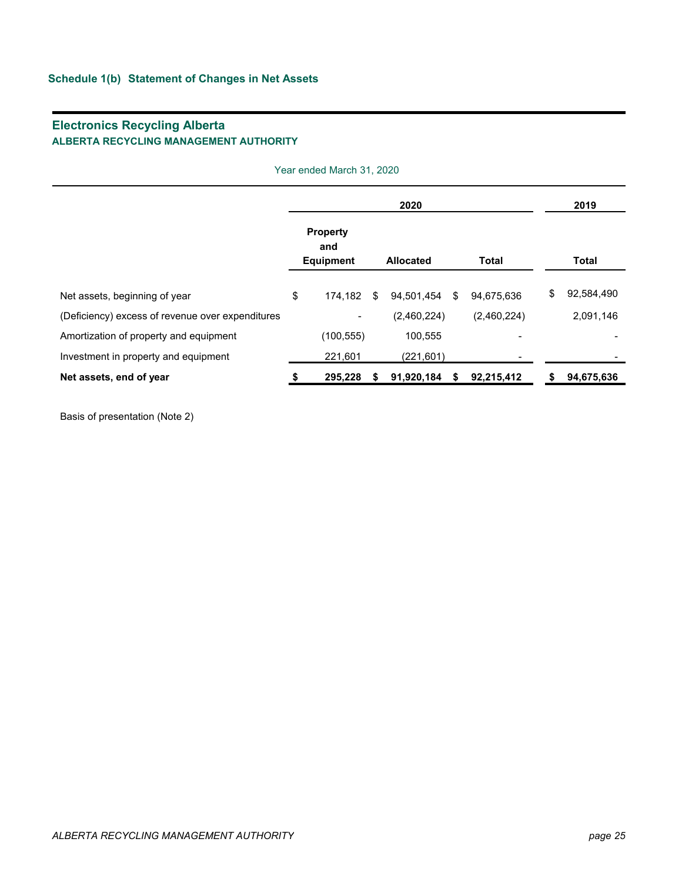## Schedule 1(b) Statement of Changes in Net Assets

### Electronics Recycling Alberta

**ALBERTA RECYCLING MANAGEMENT AUTHORITY**

Year ended March 31, 2020

| | 2020 | | | 2019 |
|---|---|---|---|---|
| | **Property and Equipment** | **Allocated** | **Total** | **Total** |
| Net assets, beginning of year | $ 174,182 | $ 94,501,454 | $ 94,675,636 | $ 92,584,490 |
| (Deficiency) excess of revenue over expenditures | - | (2,460,224) | (2,460,224) | 2,091,146 |
| Amortization of property and equipment | (100,555) | 100,555 | - | - |
| Investment in property and equipment | 221,601 | (221,601) | - | - |
| **Net assets, end of year** | **$ 295,228** | **$ 91,920,184** | **$ 92,215,412** | **$ 94,675,636** |

Basis of presentation (Note 2)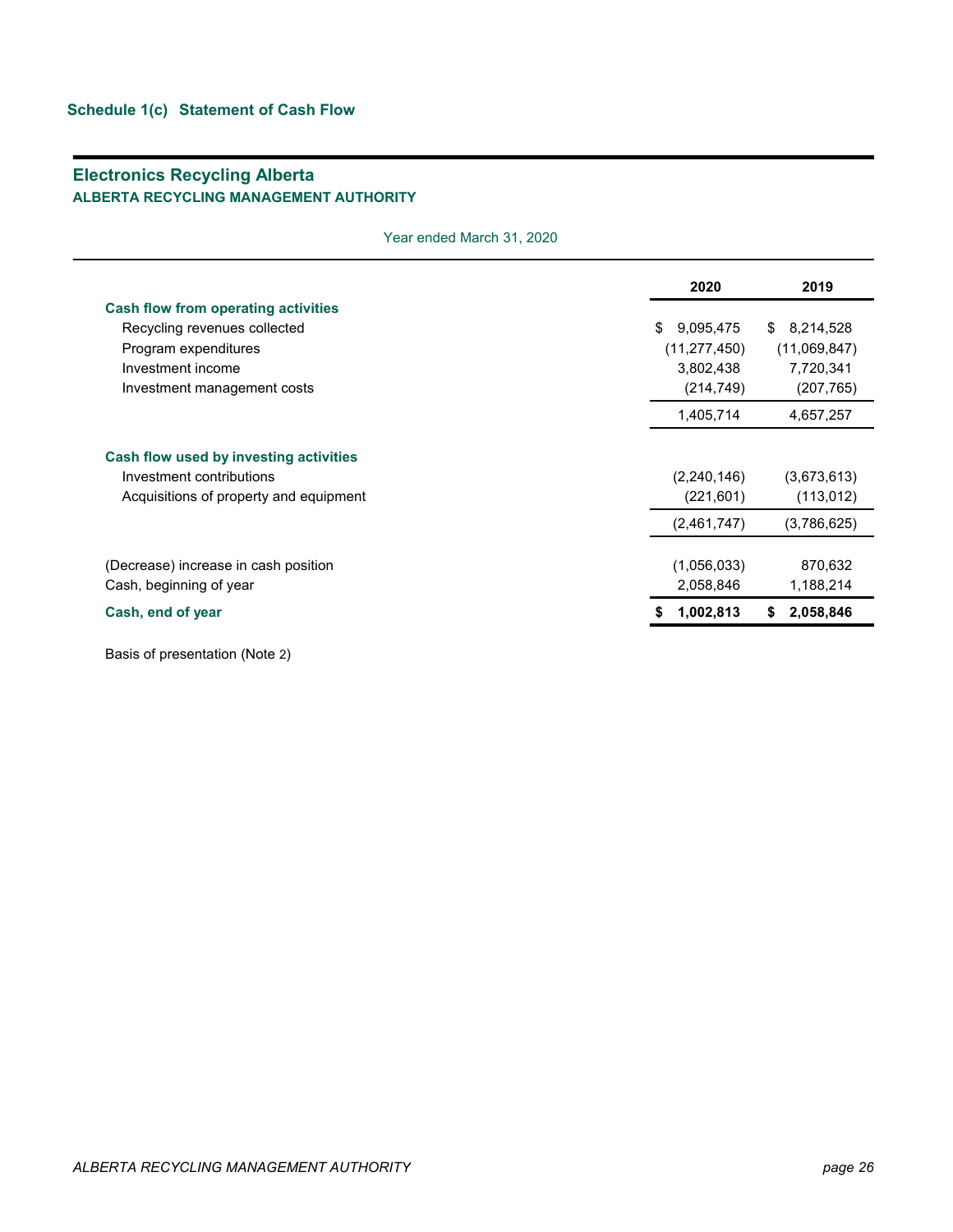## Schedule 1(c) Statement of Cash Flow

### Electronics Recycling Alberta
**ALBERTA RECYCLING MANAGEMENT AUTHORITY**

Year ended March 31, 2020

| | 2020 | 2019 |
|---|---|---|
| **Cash flow from operating activities** | | |
| Recycling revenues collected | $ 9,095,475 | $ 8,214,528 |
| Program expenditures | (11,277,450) | (11,069,847) |
| Investment income | 3,802,438 | 7,720,341 |
| Investment management costs | (214,749) | (207,765) |
| | 1,405,714 | 4,657,257 |
| **Cash flow used by investing activities** | | |
| Investment contributions | (2,240,146) | (3,673,613) |
| Acquisitions of property and equipment | (221,601) | (113,012) |
| | (2,461,747) | (3,786,625) |
| (Decrease) increase in cash position | (1,056,033) | 870,632 |
| Cash, beginning of year | 2,058,846 | 1,188,214 |
| **Cash, end of year** | **$ 1,002,813** | **$ 2,058,846** |

Basis of presentation (Note 2)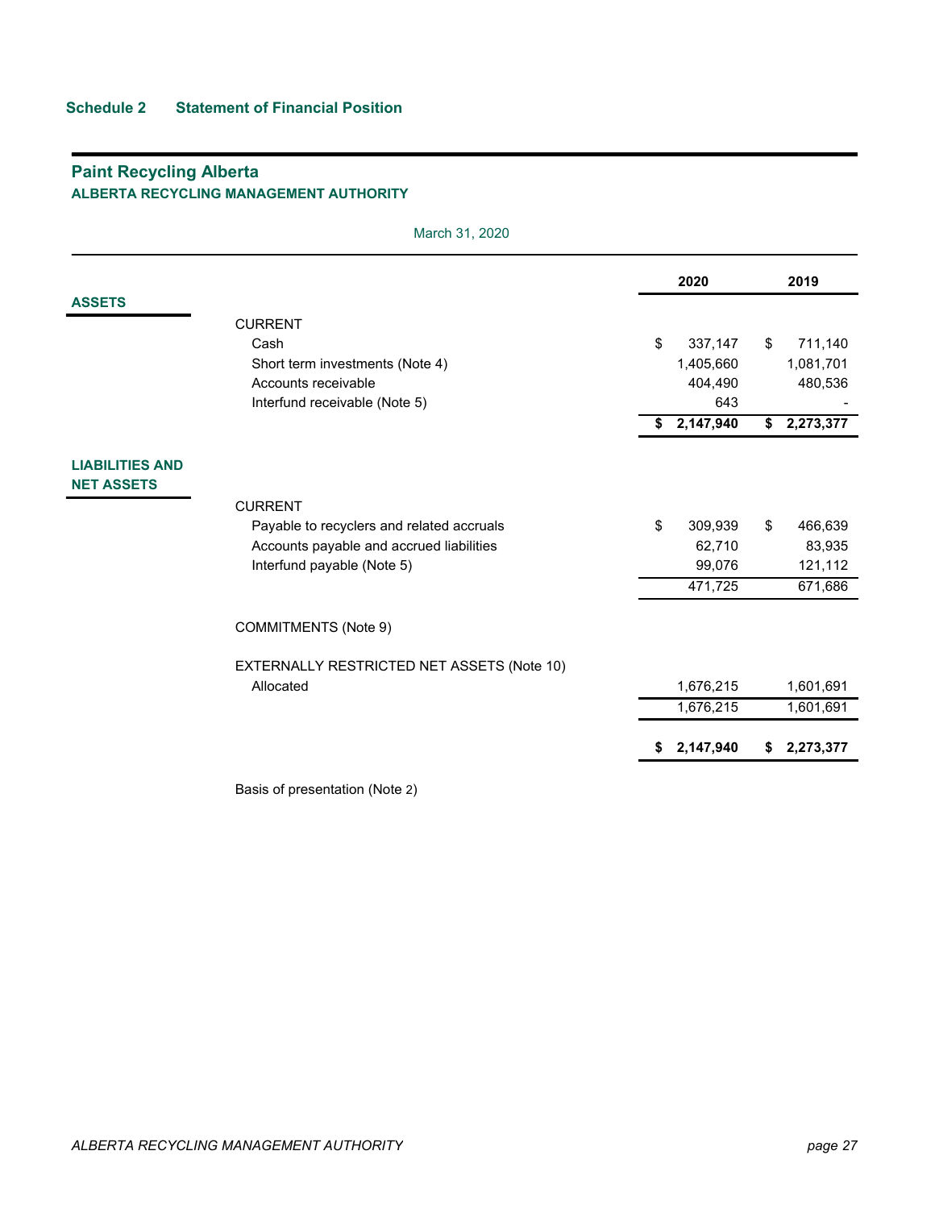**Schedule 2 Statement of Financial Position**

## Paint Recycling Alberta

### ALBERTA RECYCLING MANAGEMENT AUTHORITY

March 31, 2020

| | | 2020 | 2019 |
|---|---|---|---|
| **ASSETS** | | | |
| | CURRENT | | |
| | Cash | $ 337,147 | $ 711,140 |
| | Short term investments (Note 4) | 1,405,660 | 1,081,701 |
| | Accounts receivable | 404,490 | 480,536 |
| | Interfund receivable (Note 5) | 643 | - |
| | | **$ 2,147,940** | **$ 2,273,377** |
| **LIABILITIES AND NET ASSETS** | | | |
| | CURRENT | | |
| | Payable to recyclers and related accruals | $ 309,939 | $ 466,639 |
| | Accounts payable and accrued liabilities | 62,710 | 83,935 |
| | Interfund payable (Note 5) | 99,076 | 121,112 |
| | | 471,725 | 671,686 |
| | COMMITMENTS (Note 9) | | |
| | EXTERNALLY RESTRICTED NET ASSETS (Note 10) | | |
| | Allocated | 1,676,215 | 1,601,691 |
| | | 1,676,215 | 1,601,691 |
| | | **$ 2,147,940** | **$ 2,273,377** |

Basis of presentation (Note 2)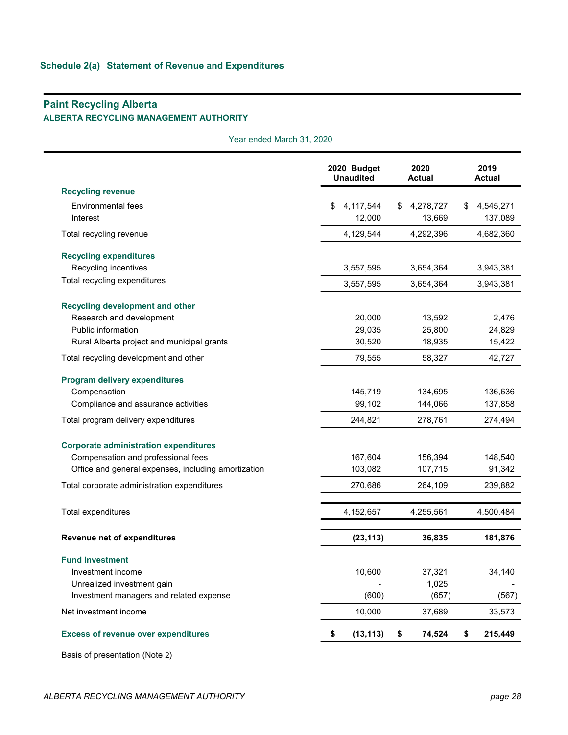## Schedule 2(a) Statement of Revenue and Expenditures

### Paint Recycling Alberta

**ALBERTA RECYCLING MANAGEMENT AUTHORITY**

Year ended March 31, 2020

| | 2020 Budget Unaudited | 2020 Actual | 2019 Actual |
|---|---|---|---|
| **Recycling revenue** | | | |
| Environmental fees | $ 4,117,544 | $ 4,278,727 | $ 4,545,271 |
| Interest | 12,000 | 13,669 | 137,089 |
| Total recycling revenue | 4,129,544 | 4,292,396 | 4,682,360 |
| **Recycling expenditures** | | | |
| Recycling incentives | 3,557,595 | 3,654,364 | 3,943,381 |
| Total recycling expenditures | 3,557,595 | 3,654,364 | 3,943,381 |
| **Recycling development and other** | | | |
| Research and development | 20,000 | 13,592 | 2,476 |
| Public information | 29,035 | 25,800 | 24,829 |
| Rural Alberta project and municipal grants | 30,520 | 18,935 | 15,422 |
| Total recycling development and other | 79,555 | 58,327 | 42,727 |
| **Program delivery expenditures** | | | |
| Compensation | 145,719 | 134,695 | 136,636 |
| Compliance and assurance activities | 99,102 | 144,066 | 137,858 |
| Total program delivery expenditures | 244,821 | 278,761 | 274,494 |
| **Corporate administration expenditures** | | | |
| Compensation and professional fees | 167,604 | 156,394 | 148,540 |
| Office and general expenses, including amortization | 103,082 | 107,715 | 91,342 |
| Total corporate administration expenditures | 270,686 | 264,109 | 239,882 |
| Total expenditures | 4,152,657 | 4,255,561 | 4,500,484 |
| **Revenue net of expenditures** | **(23,113)** | **36,835** | **181,876** |
| **Fund Investment** | | | |
| Investment income | 10,600 | 37,321 | 34,140 |
| Unrealized investment gain | - | 1,025 | - |
| Investment managers and related expense | (600) | (657) | (567) |
| Net investment income | 10,000 | 37,689 | 33,573 |
| **Excess of revenue over expenditures** | **$ (13,113)** | **$ 74,524** | **$ 215,449** |

Basis of presentation (Note 2)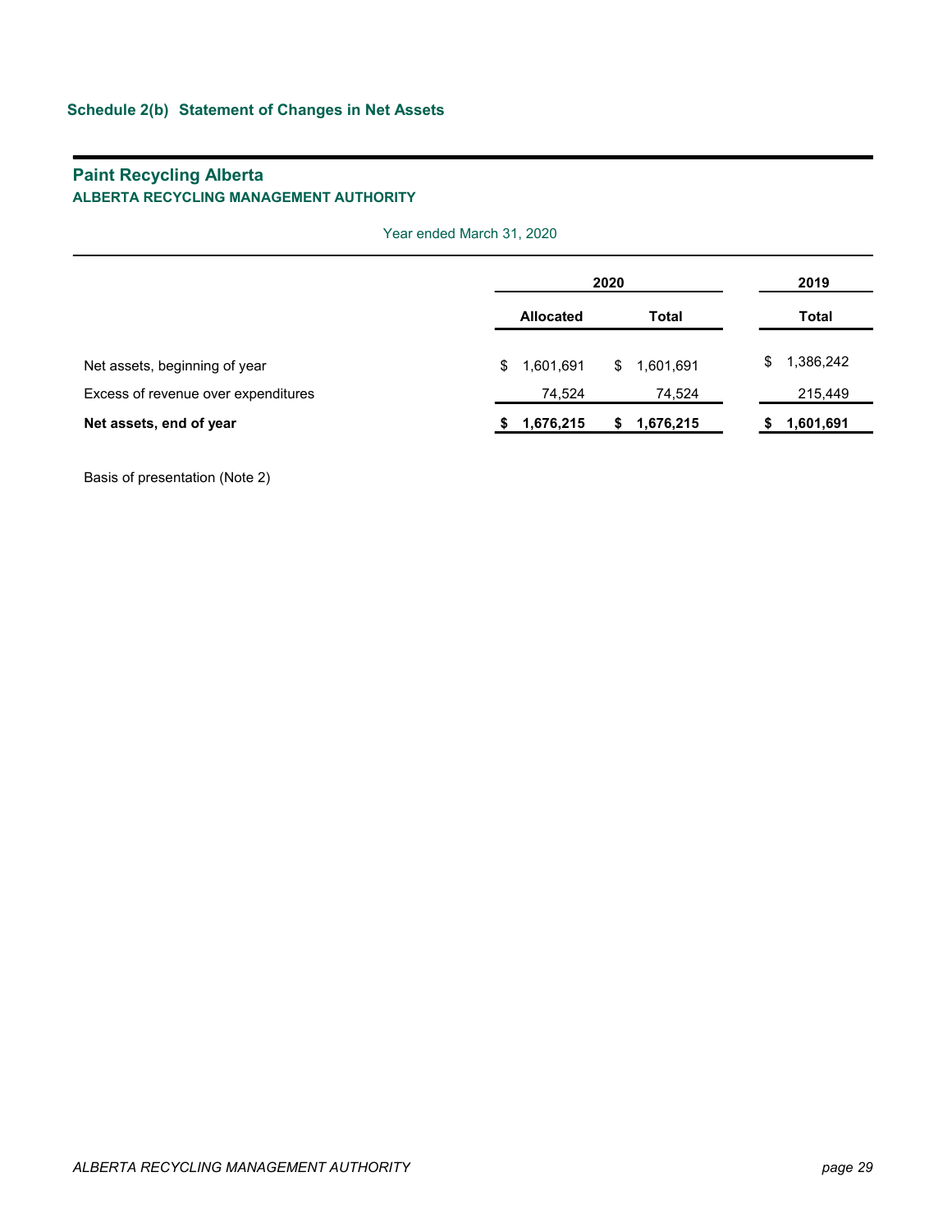## Schedule 2(b) Statement of Changes in Net Assets

### Paint Recycling Alberta

**ALBERTA RECYCLING MANAGEMENT AUTHORITY**

Year ended March 31, 2020

| | 2020 | | 2019 |
|---|---|---|---|
| | Allocated | Total | Total |
| Net assets, beginning of year | $ 1,601,691 | $ 1,601,691 | $ 1,386,242 |
| Excess of revenue over expenditures | 74,524 | 74,524 | 215,449 |
| **Net assets, end of year** | **$ 1,676,215** | **$ 1,676,215** | **$ 1,601,691** |

Basis of presentation (Note 2)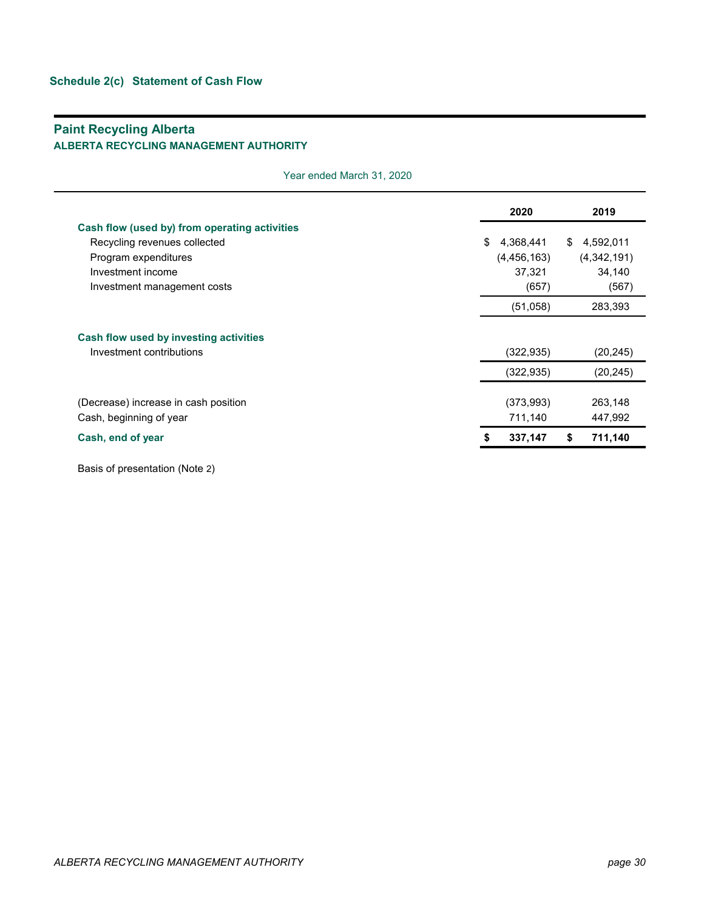## Schedule 2(c) Statement of Cash Flow

### Paint Recycling Alberta
**ALBERTA RECYCLING MANAGEMENT AUTHORITY**

Year ended March 31, 2020

| | 2020 | 2019 |
|---|---|---|
| **Cash flow (used by) from operating activities** | | |
| Recycling revenues collected | $ 4,368,441 | $ 4,592,011 |
| Program expenditures | (4,456,163) | (4,342,191) |
| Investment income | 37,321 | 34,140 |
| Investment management costs | (657) | (567) |
| | (51,058) | 283,393 |
| **Cash flow used by investing activities** | | |
| Investment contributions | (322,935) | (20,245) |
| | (322,935) | (20,245) |
| (Decrease) increase in cash position | (373,993) | 263,148 |
| Cash, beginning of year | 711,140 | 447,992 |
| **Cash, end of year** | **$ 337,147** | **$ 711,140** |

Basis of presentation (Note 2)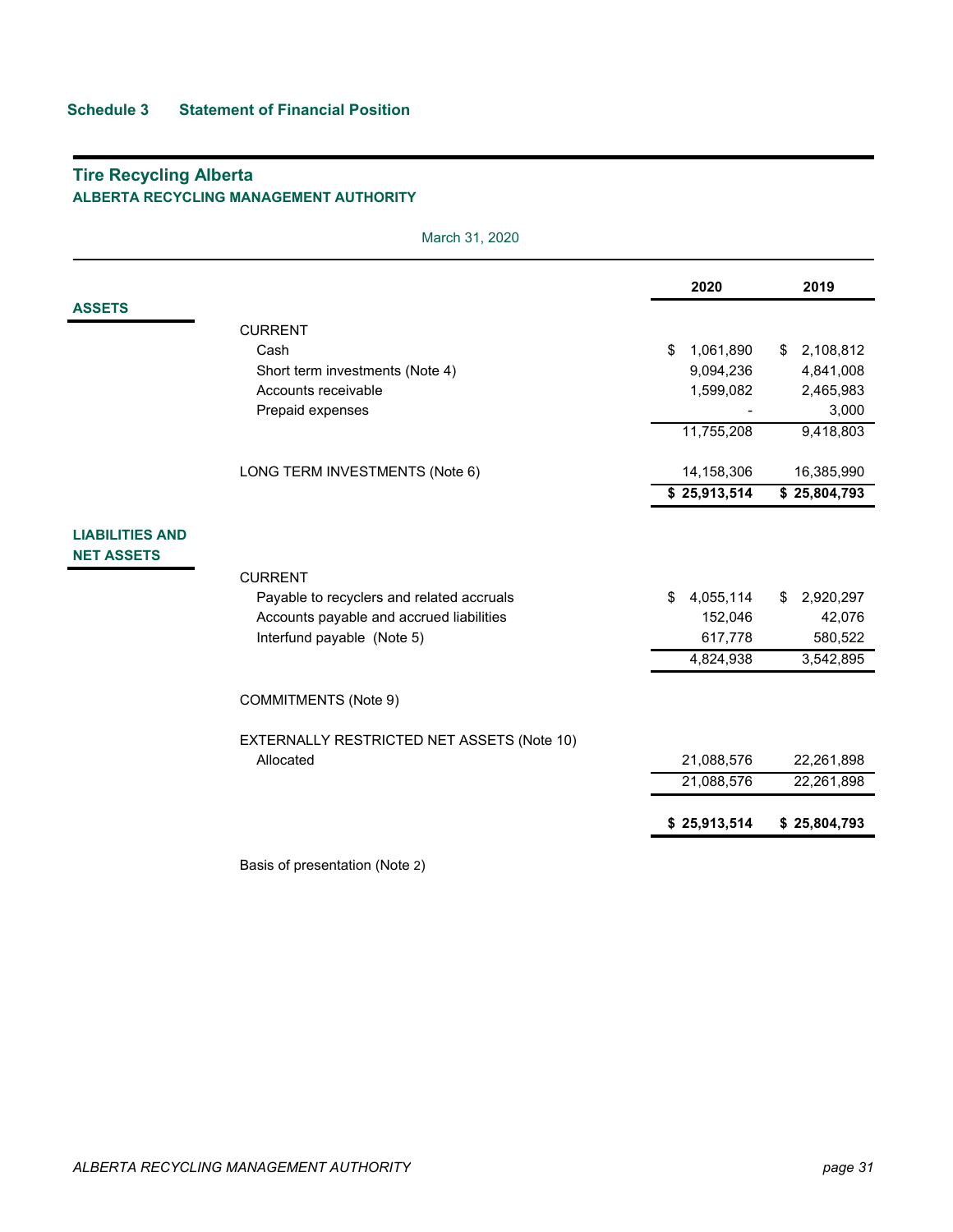## Schedule 3 Statement of Financial Position

## Tire Recycling Alberta

### ALBERTA RECYCLING MANAGEMENT AUTHORITY

March 31, 2020

| | | 2020 | 2019 |
|---|---|---|---|
| **ASSETS** | | | |
| | CURRENT | | |
| | Cash | $ 1,061,890 | $ 2,108,812 |
| | Short term investments (Note 4) | 9,094,236 | 4,841,008 |
| | Accounts receivable | 1,599,082 | 2,465,983 |
| | Prepaid expenses | - | 3,000 |
| | | 11,755,208 | 9,418,803 |
| | LONG TERM INVESTMENTS (Note 6) | 14,158,306 | 16,385,990 |
| | | **$ 25,913,514** | **$ 25,804,793** |
| **LIABILITIES AND NET ASSETS** | | | |
| | CURRENT | | |
| | Payable to recyclers and related accruals | $ 4,055,114 | $ 2,920,297 |
| | Accounts payable and accrued liabilities | 152,046 | 42,076 |
| | Interfund payable (Note 5) | 617,778 | 580,522 |
| | | 4,824,938 | 3,542,895 |
| | COMMITMENTS (Note 9) | | |
| | EXTERNALLY RESTRICTED NET ASSETS (Note 10) | | |
| | Allocated | 21,088,576 | 22,261,898 |
| | | 21,088,576 | 22,261,898 |
| | | **$ 25,913,514** | **$ 25,804,793** |

Basis of presentation (Note 2)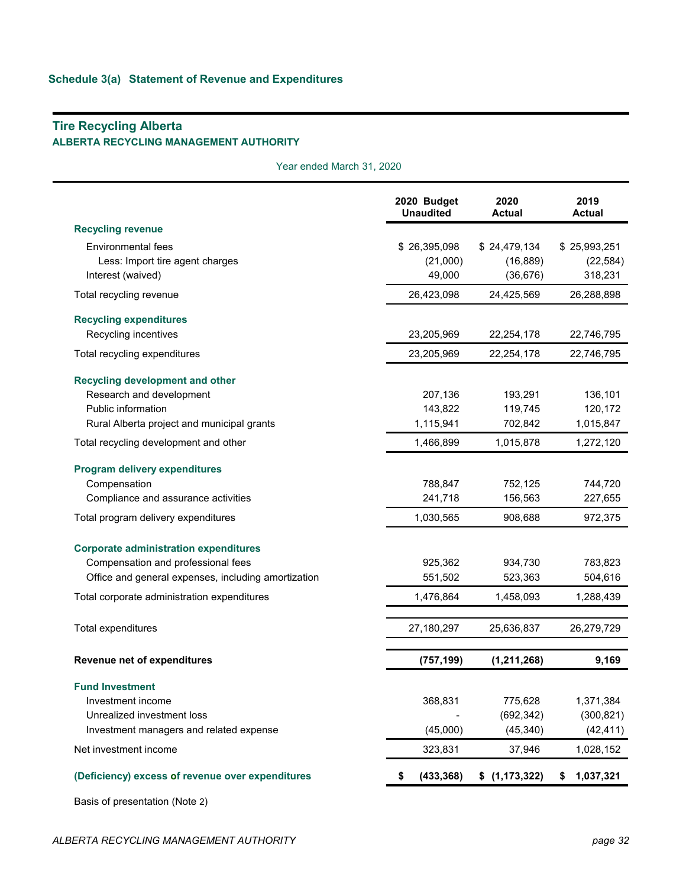### Schedule 3(a) Statement of Revenue and Expenditures

## Tire Recycling Alberta

**ALBERTA RECYCLING MANAGEMENT AUTHORITY**

Year ended March 31, 2020

| | 2020 Budget Unaudited | 2020 Actual | 2019 Actual |
|---|---|---|---|
| **Recycling revenue** | | | |
| Environmental fees | $ 26,395,098 | $ 24,479,134 | $ 25,993,251 |
| Less: Import tire agent charges | (21,000) | (16,889) | (22,584) |
| Interest (waived) | 49,000 | (36,676) | 318,231 |
| Total recycling revenue | 26,423,098 | 24,425,569 | 26,288,898 |
| **Recycling expenditures** | | | |
| Recycling incentives | 23,205,969 | 22,254,178 | 22,746,795 |
| Total recycling expenditures | 23,205,969 | 22,254,178 | 22,746,795 |
| **Recycling development and other** | | | |
| Research and development | 207,136 | 193,291 | 136,101 |
| Public information | 143,822 | 119,745 | 120,172 |
| Rural Alberta project and municipal grants | 1,115,941 | 702,842 | 1,015,847 |
| Total recycling development and other | 1,466,899 | 1,015,878 | 1,272,120 |
| **Program delivery expenditures** | | | |
| Compensation | 788,847 | 752,125 | 744,720 |
| Compliance and assurance activities | 241,718 | 156,563 | 227,655 |
| Total program delivery expenditures | 1,030,565 | 908,688 | 972,375 |
| **Corporate administration expenditures** | | | |
| Compensation and professional fees | 925,362 | 934,730 | 783,823 |
| Office and general expenses, including amortization | 551,502 | 523,363 | 504,616 |
| Total corporate administration expenditures | 1,476,864 | 1,458,093 | 1,288,439 |
| Total expenditures | 27,180,297 | 25,636,837 | 26,279,729 |
| **Revenue net of expenditures** | **(757,199)** | **(1,211,268)** | **9,169** |
| **Fund Investment** | | | |
| Investment income | 368,831 | 775,628 | 1,371,384 |
| Unrealized investment loss | - | (692,342) | (300,821) |
| Investment managers and related expense | (45,000) | (45,340) | (42,411) |
| Net investment income | 323,831 | 37,946 | 1,028,152 |
| **(Deficiency) excess of revenue over expenditures** | **$ (433,368)** | **$ (1,173,322)** | **$ 1,037,321** |

Basis of presentation (Note 2)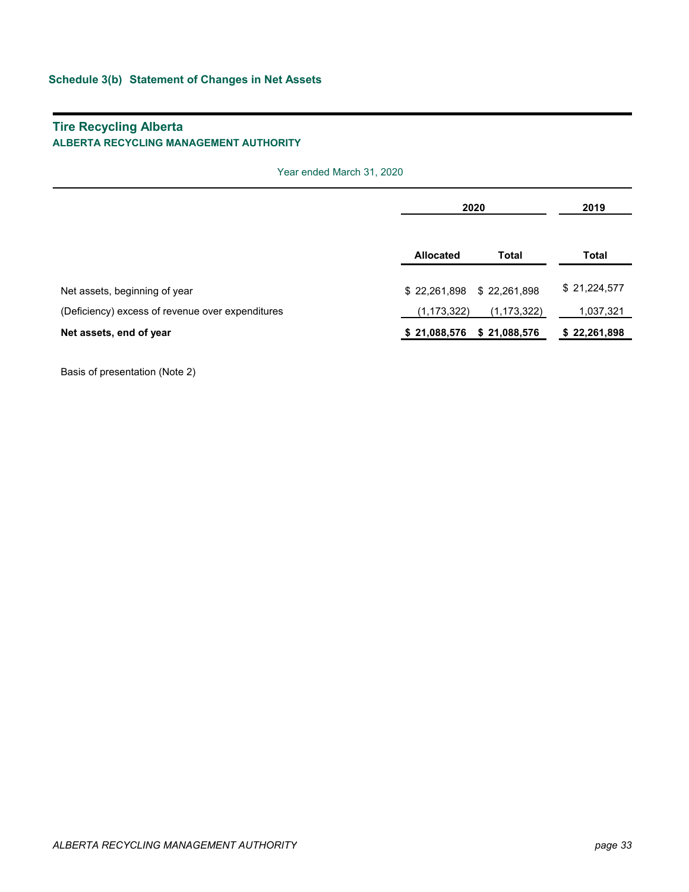## Schedule 3(b) Statement of Changes in Net Assets

### Tire Recycling Alberta

**ALBERTA RECYCLING MANAGEMENT AUTHORITY**

Year ended March 31, 2020

| | 2020 | | 2019 |
|---|---|---|---|
| | **Allocated** | **Total** | **Total** |
| Net assets, beginning of year | $ 22,261,898 | $ 22,261,898 | $ 21,224,577 |
| (Deficiency) excess of revenue over expenditures | (1,173,322) | (1,173,322) | 1,037,321 |
| **Net assets, end of year** | **$ 21,088,576** | **$ 21,088,576** | **$ 22,261,898** |

Basis of presentation (Note 2)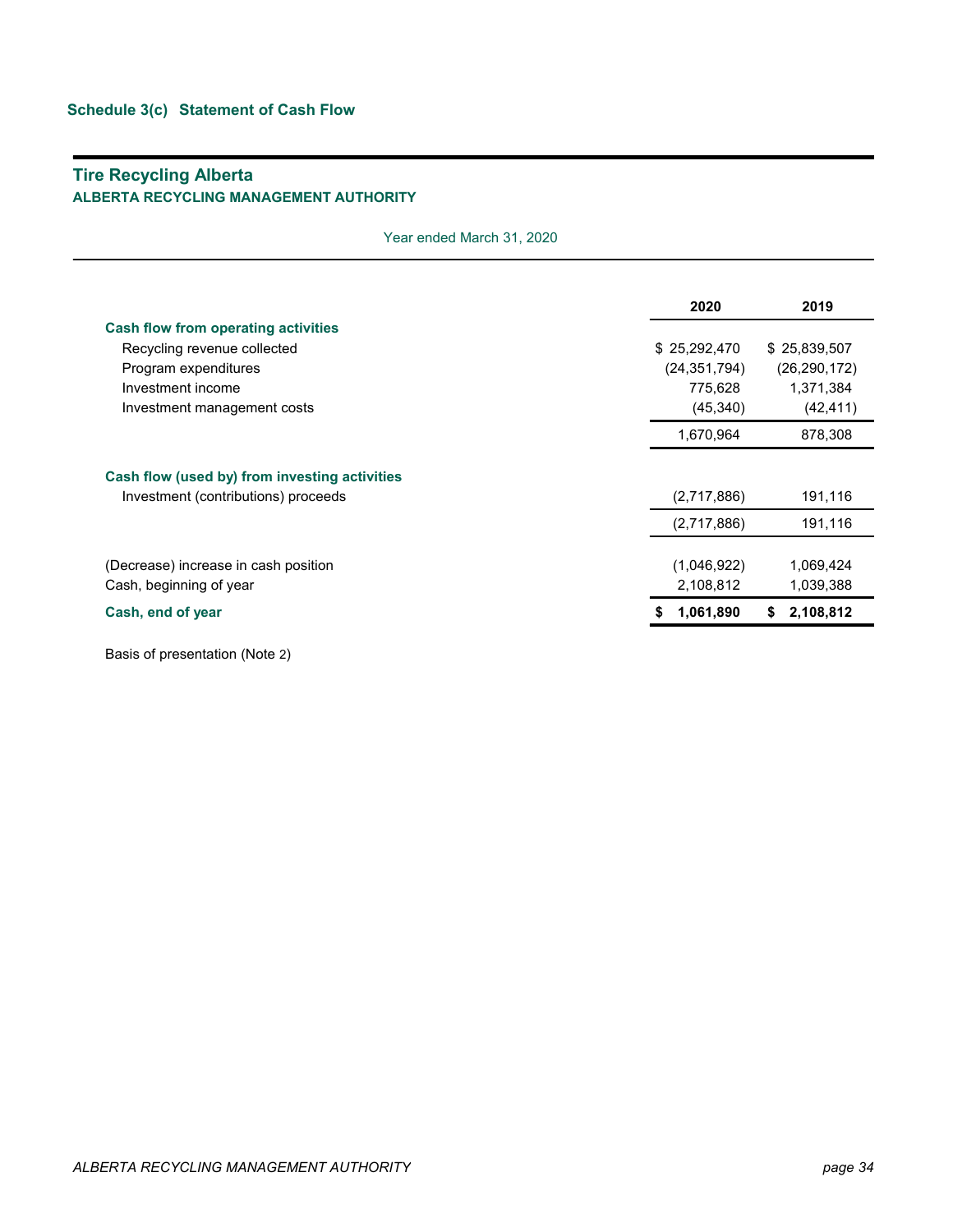## Schedule 3(c) Statement of Cash Flow

### Tire Recycling Alberta

**ALBERTA RECYCLING MANAGEMENT AUTHORITY**

Year ended March 31, 2020

| | 2020 | 2019 |
|---|---|---|
| **Cash flow from operating activities** | | |
| Recycling revenue collected | $ 25,292,470 | $ 25,839,507 |
| Program expenditures | (24,351,794) | (26,290,172) |
| Investment income | 775,628 | 1,371,384 |
| Investment management costs | (45,340) | (42,411) |
| | 1,670,964 | 878,308 |
| **Cash flow (used by) from investing activities** | | |
| Investment (contributions) proceeds | (2,717,886) | 191,116 |
| | (2,717,886) | 191,116 |
| (Decrease) increase in cash position | (1,046,922) | 1,069,424 |
| Cash, beginning of year | 2,108,812 | 1,039,388 |
| **Cash, end of year** | **$ 1,061,890** | **$ 2,108,812** |

Basis of presentation (Note 2)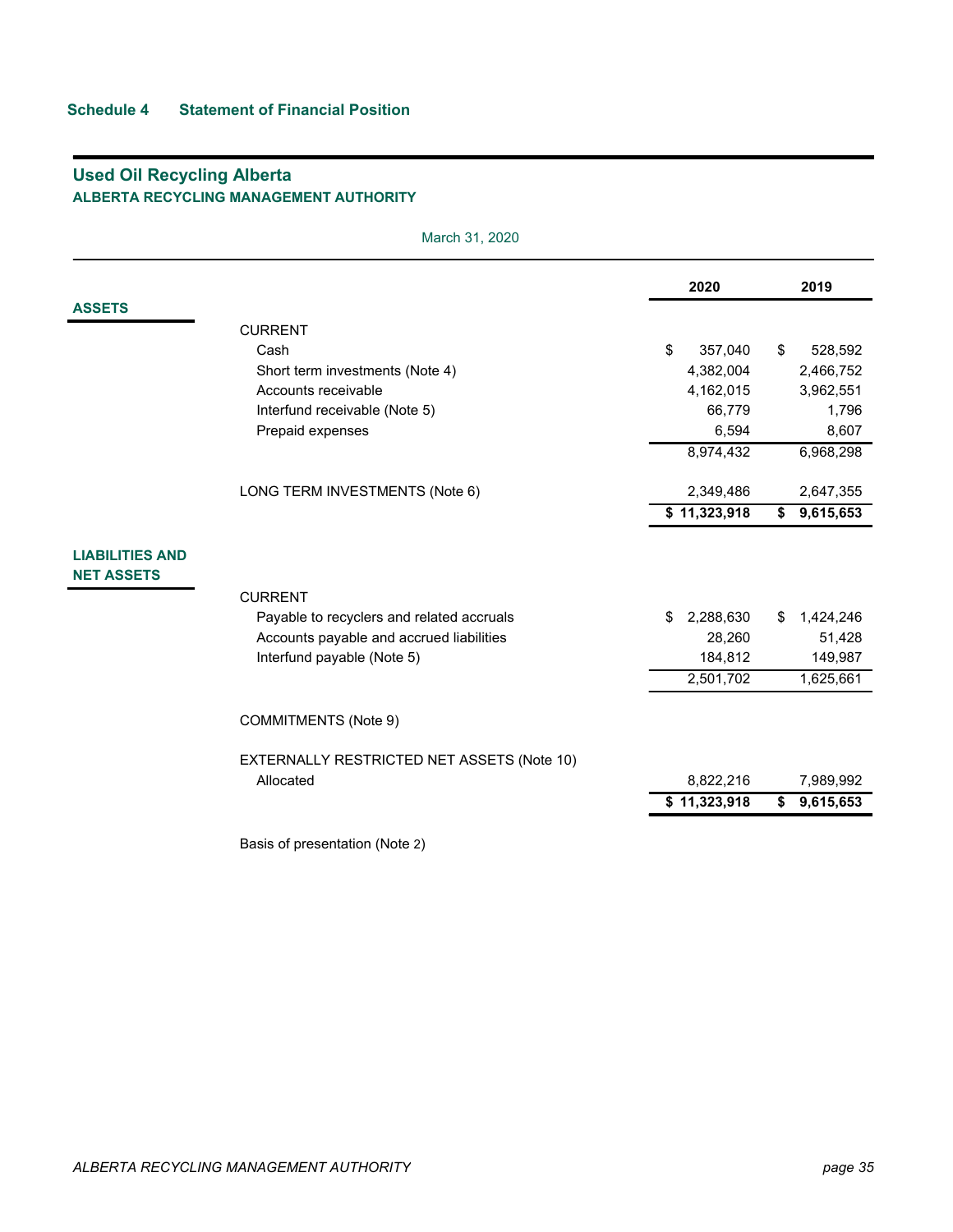## Schedule 4 Statement of Financial Position

## Used Oil Recycling Alberta

### ALBERTA RECYCLING MANAGEMENT AUTHORITY

March 31, 2020

| | | 2020 | 2019 |
|---|---|---|---|
| **ASSETS** | | | |
| | CURRENT | | |
| | Cash | $ 357,040 | $ 528,592 |
| | Short term investments (Note 4) | 4,382,004 | 2,466,752 |
| | Accounts receivable | 4,162,015 | 3,962,551 |
| | Interfund receivable (Note 5) | 66,779 | 1,796 |
| | Prepaid expenses | 6,594 | 8,607 |
| | | 8,974,432 | 6,968,298 |
| | LONG TERM INVESTMENTS (Note 6) | 2,349,486 | 2,647,355 |
| | | **$ 11,323,918** | **$ 9,615,653** |
| **LIABILITIES AND NET ASSETS** | | | |
| | CURRENT | | |
| | Payable to recyclers and related accruals | $ 2,288,630 | $ 1,424,246 |
| | Accounts payable and accrued liabilities | 28,260 | 51,428 |
| | Interfund payable (Note 5) | 184,812 | 149,987 |
| | | 2,501,702 | 1,625,661 |
| | COMMITMENTS (Note 9) | | |
| | EXTERNALLY RESTRICTED NET ASSETS (Note 10) | | |
| | Allocated | 8,822,216 | 7,989,992 |
| | | **$ 11,323,918** | **$ 9,615,653** |

Basis of presentation (Note 2)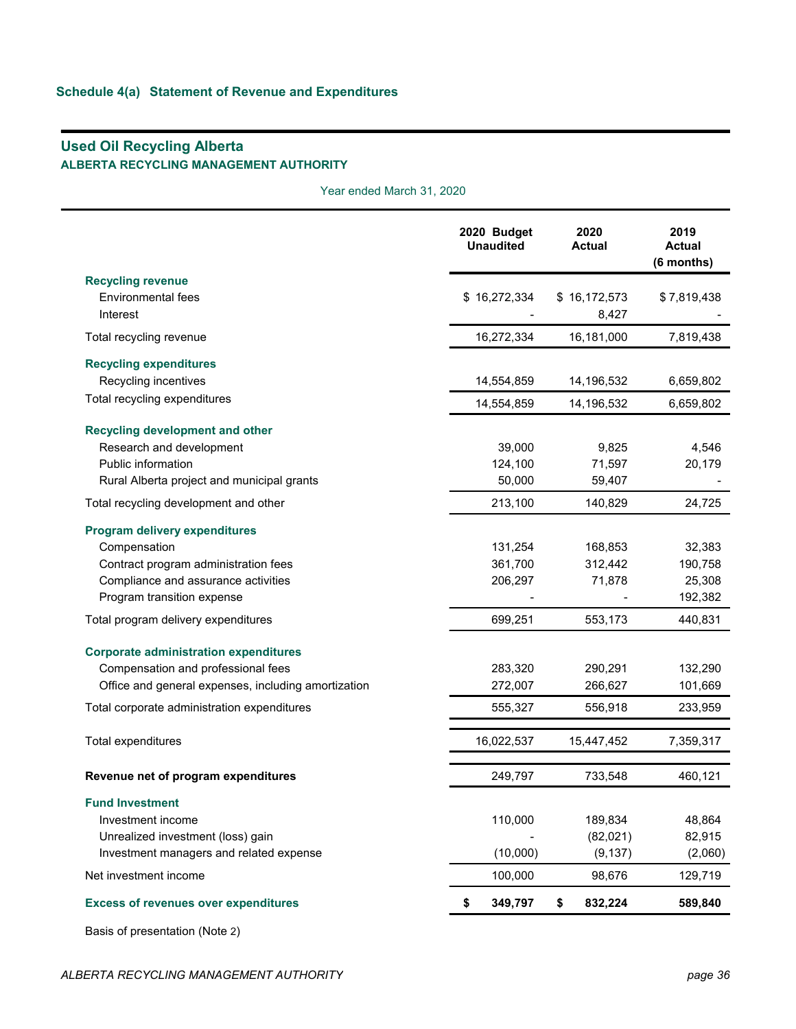## Schedule 4(a) Statement of Revenue and Expenditures

### Used Oil Recycling Alberta

**ALBERTA RECYCLING MANAGEMENT AUTHORITY**

Year ended March 31, 2020

| | 2020 Budget Unaudited | 2020 Actual | 2019 Actual (6 months) |
|---|---|---|---|
| **Recycling revenue** | | | |
| Environmental fees | $ 16,272,334 | $ 16,172,573 | $ 7,819,438 |
| Interest | - | 8,427 | - |
| Total recycling revenue | 16,272,334 | 16,181,000 | 7,819,438 |
| **Recycling expenditures** | | | |
| Recycling incentives | 14,554,859 | 14,196,532 | 6,659,802 |
| Total recycling expenditures | 14,554,859 | 14,196,532 | 6,659,802 |
| **Recycling development and other** | | | |
| Research and development | 39,000 | 9,825 | 4,546 |
| Public information | 124,100 | 71,597 | 20,179 |
| Rural Alberta project and municipal grants | 50,000 | 59,407 | - |
| Total recycling development and other | 213,100 | 140,829 | 24,725 |
| **Program delivery expenditures** | | | |
| Compensation | 131,254 | 168,853 | 32,383 |
| Contract program administration fees | 361,700 | 312,442 | 190,758 |
| Compliance and assurance activities | 206,297 | 71,878 | 25,308 |
| Program transition expense | - | - | 192,382 |
| Total program delivery expenditures | 699,251 | 553,173 | 440,831 |
| **Corporate administration expenditures** | | | |
| Compensation and professional fees | 283,320 | 290,291 | 132,290 |
| Office and general expenses, including amortization | 272,007 | 266,627 | 101,669 |
| Total corporate administration expenditures | 555,327 | 556,918 | 233,959 |
| Total expenditures | 16,022,537 | 15,447,452 | 7,359,317 |
| **Revenue net of program expenditures** | 249,797 | 733,548 | 460,121 |
| **Fund Investment** | | | |
| Investment income | 110,000 | 189,834 | 48,864 |
| Unrealized investment (loss) gain | - | (82,021) | 82,915 |
| Investment managers and related expense | (10,000) | (9,137) | (2,060) |
| Net investment income | 100,000 | 98,676 | 129,719 |
| **Excess of revenues over expenditures** | **$ 349,797** | **$ 832,224** | **589,840** |

Basis of presentation (Note 2)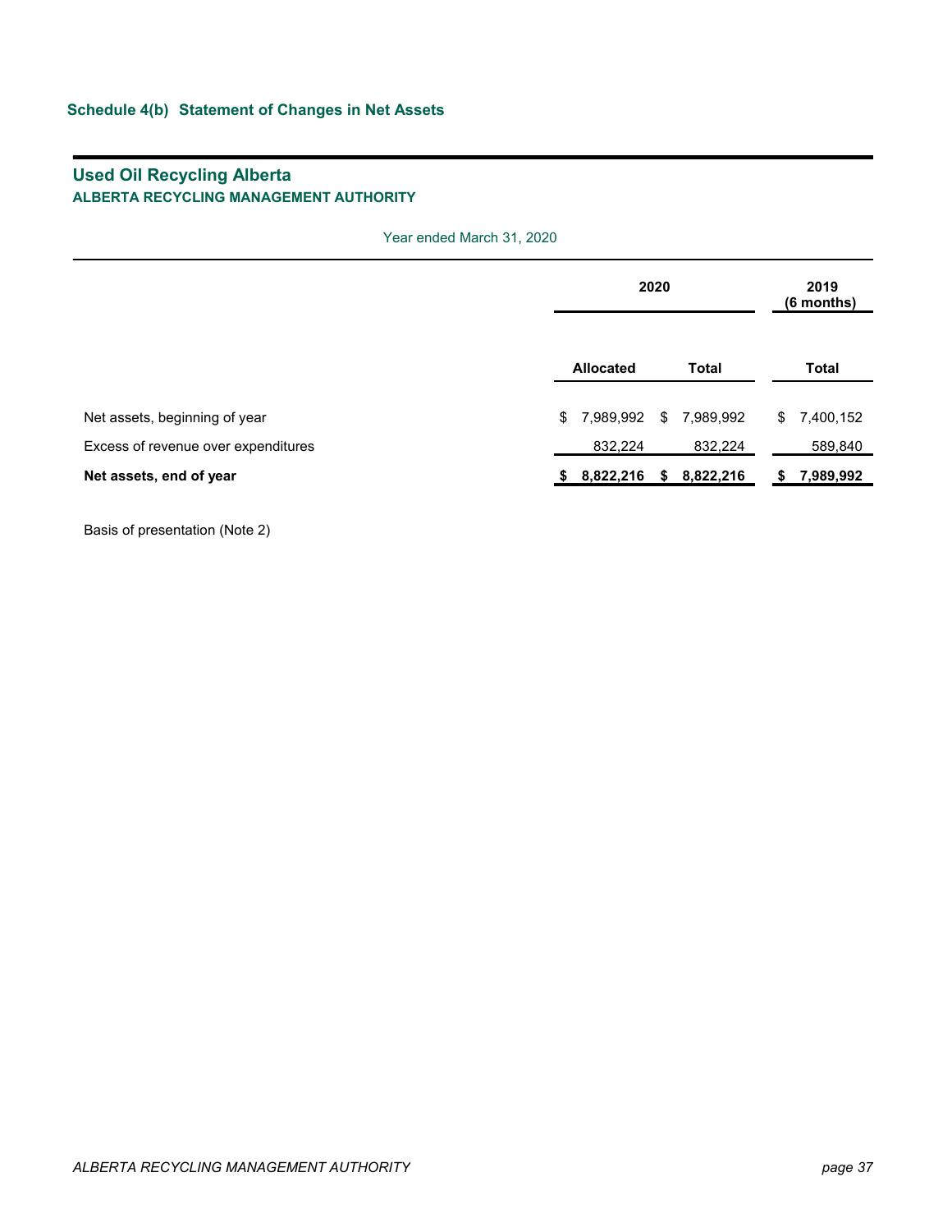## Schedule 4(b) Statement of Changes in Net Assets

### Used Oil Recycling Alberta
**ALBERTA RECYCLING MANAGEMENT AUTHORITY**

Year ended March 31, 2020

| | 2020 | | 2019 (6 months) |
|---|---|---|---|
| | **Allocated** | **Total** | **Total** |
| Net assets, beginning of year | $ 7,989,992 | $ 7,989,992 | $ 7,400,152 |
| Excess of revenue over expenditures | 832,224 | 832,224 | 589,840 |
| **Net assets, end of year** | **$ 8,822,216** | **$ 8,822,216** | **$ 7,989,992** |

Basis of presentation (Note 2)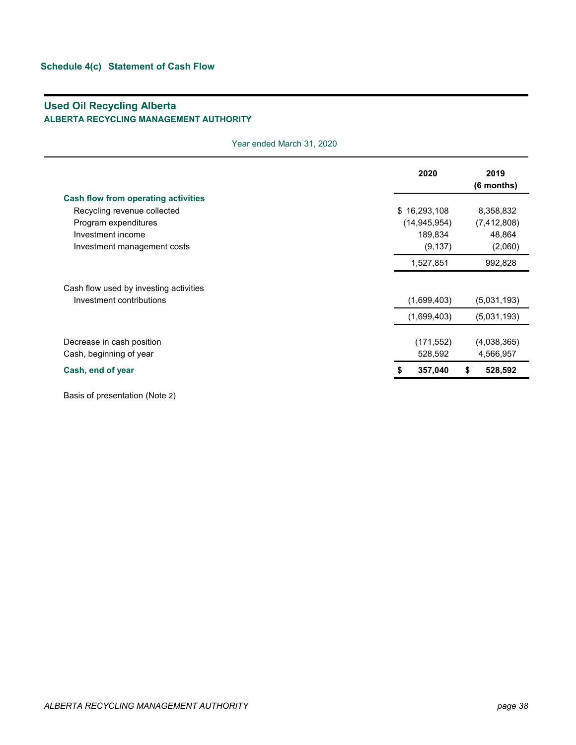## Schedule 4(c) Statement of Cash Flow

### Used Oil Recycling Alberta

**ALBERTA RECYCLING MANAGEMENT AUTHORITY**

Year ended March 31, 2020

| | 2020 | 2019 (6 months) |
|---|---|---|
| **Cash flow from operating activities** | | |
| Recycling revenue collected | $ 16,293,108 | 8,358,832 |
| Program expenditures | (14,945,954) | (7,412,808) |
| Investment income | 189,834 | 48,864 |
| Investment management costs | (9,137) | (2,060) |
| | 1,527,851 | 992,828 |
| Cash flow used by investing activities | | |
| Investment contributions | (1,699,403) | (5,031,193) |
| | (1,699,403) | (5,031,193) |
| Decrease in cash position | (171,552) | (4,038,365) |
| Cash, beginning of year | 528,592 | 4,566,957 |
| **Cash, end of year** | **$ 357,040** | **$ 528,592** |

Basis of presentation (Note 2)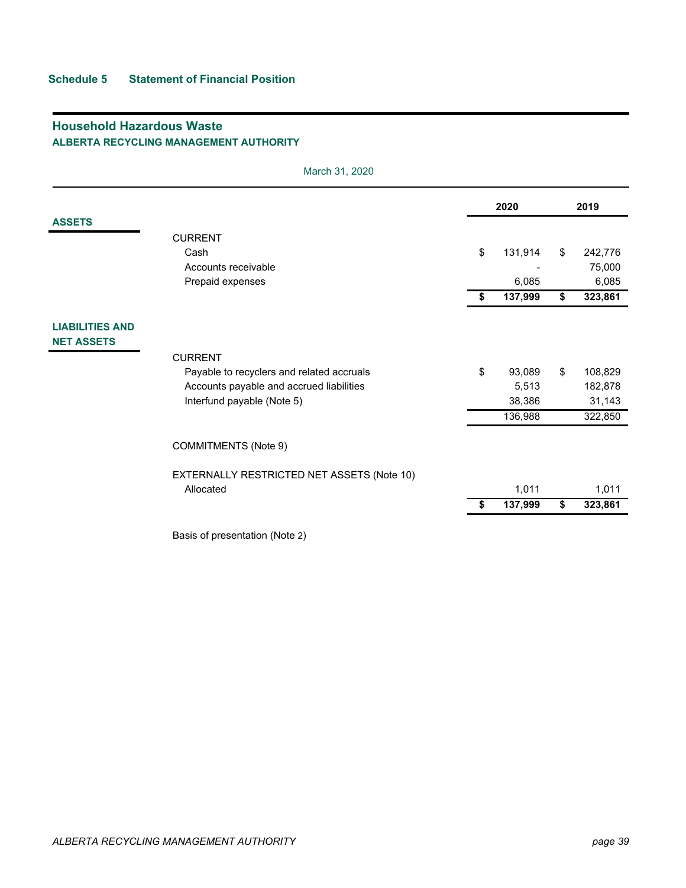## Schedule 5 Statement of Financial Position

### Household Hazardous Waste

**ALBERTA RECYCLING MANAGEMENT AUTHORITY**

March 31, 2020

| | | 2020 | 2019 |
|---|---|---|---|
| **ASSETS** | | | |
| | CURRENT | | |
| | Cash | $ 131,914 | $ 242,776 |
| | Accounts receivable | - | 75,000 |
| | Prepaid expenses | 6,085 | 6,085 |
| | | **$ 137,999** | **$ 323,861** |
| **LIABILITIES AND NET ASSETS** | | | |
| | CURRENT | | |
| | Payable to recyclers and related accruals | $ 93,089 | $ 108,829 |
| | Accounts payable and accrued liabilities | 5,513 | 182,878 |
| | Interfund payable (Note 5) | 38,386 | 31,143 |
| | | 136,988 | 322,850 |
| | COMMITMENTS (Note 9) | | |
| | EXTERNALLY RESTRICTED NET ASSETS (Note 10) | | |
| | Allocated | 1,011 | 1,011 |
| | | **$ 137,999** | **$ 323,861** |

Basis of presentation (Note 2)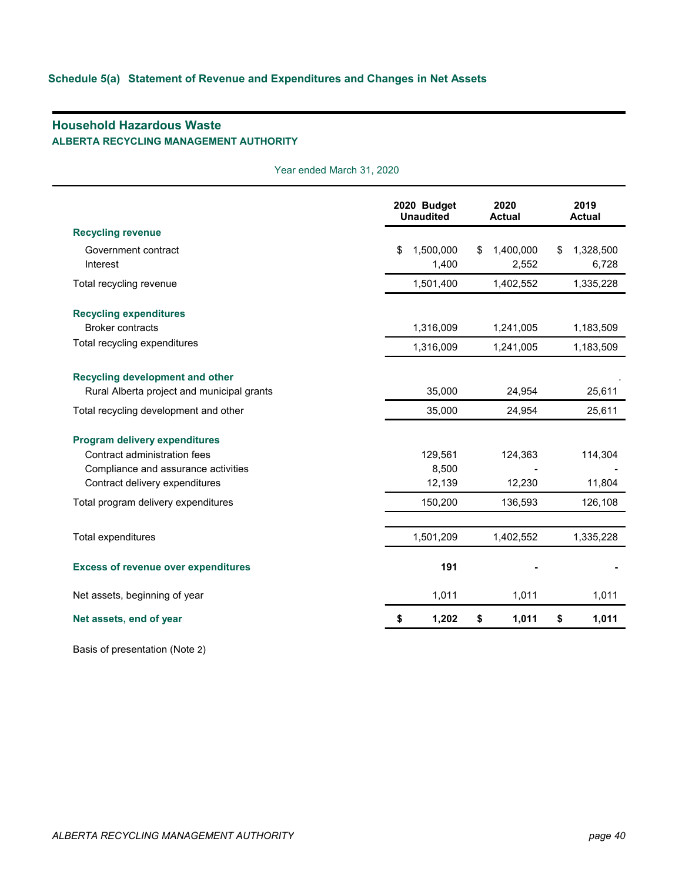### Schedule 5(a) Statement of Revenue and Expenditures and Changes in Net Assets

## Household Hazardous Waste

**ALBERTA RECYCLING MANAGEMENT AUTHORITY**

Year ended March 31, 2020

| | 2020 Budget Unaudited | 2020 Actual | 2019 Actual |
|---|---|---|---|
| **Recycling revenue** | | | |
| Government contract | $ 1,500,000 | $ 1,400,000 | $ 1,328,500 |
| Interest | 1,400 | 2,552 | 6,728 |
| Total recycling revenue | 1,501,400 | 1,402,552 | 1,335,228 |
| **Recycling expenditures** | | | |
| Broker contracts | 1,316,009 | 1,241,005 | 1,183,509 |
| Total recycling expenditures | 1,316,009 | 1,241,005 | 1,183,509 |
| **Recycling development and other** | | | |
| Rural Alberta project and municipal grants | 35,000 | 24,954 | 25,611 |
| Total recycling development and other | 35,000 | 24,954 | 25,611 |
| **Program delivery expenditures** | | | |
| Contract administration fees | 129,561 | 124,363 | 114,304 |
| Compliance and assurance activities | 8,500 | - | - |
| Contract delivery expenditures | 12,139 | 12,230 | 11,804 |
| Total program delivery expenditures | 150,200 | 136,593 | 126,108 |
| Total expenditures | 1,501,209 | 1,402,552 | 1,335,228 |
| **Excess of revenue over expenditures** | **191** | **-** | **-** |
| Net assets, beginning of year | 1,011 | 1,011 | 1,011 |
| **Net assets, end of year** | **$ 1,202** | **$ 1,011** | **$ 1,011** |

Basis of presentation (Note 2)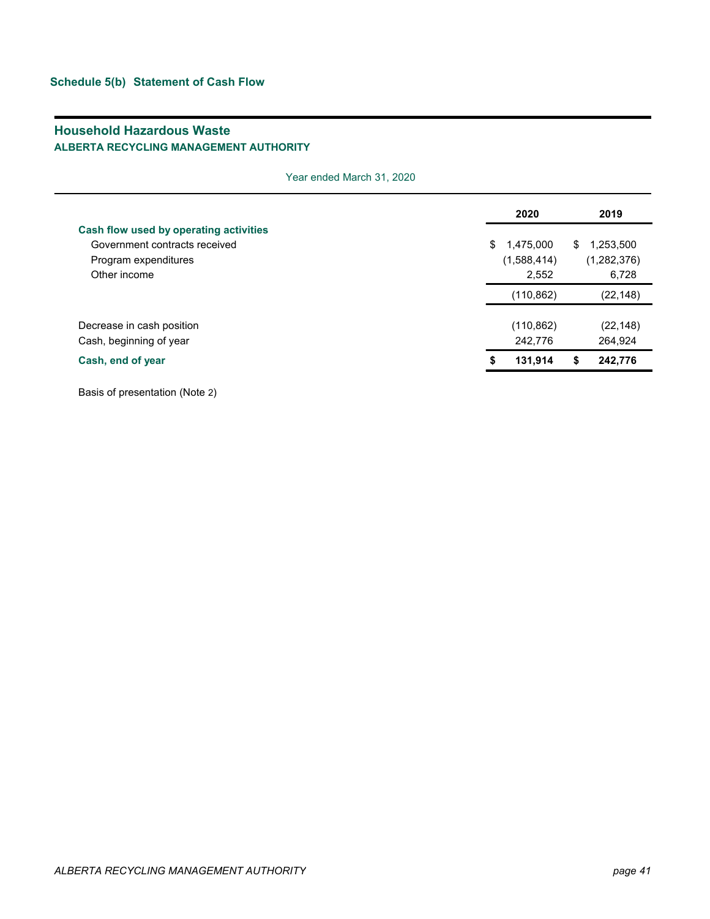## Schedule 5(b) Statement of Cash Flow

### Household Hazardous Waste
**ALBERTA RECYCLING MANAGEMENT AUTHORITY**

Year ended March 31, 2020

| | 2020 | 2019 |
|---|---|---|
| **Cash flow used by operating activities** | | |
| Government contracts received | $ 1,475,000 | $ 1,253,500 |
| Program expenditures | (1,588,414) | (1,282,376) |
| Other income | 2,552 | 6,728 |
| | (110,862) | (22,148) |
| Decrease in cash position | (110,862) | (22,148) |
| Cash, beginning of year | 242,776 | 264,924 |
| **Cash, end of year** | **$ 131,914** | **$ 242,776** |

Basis of presentation (Note 2)